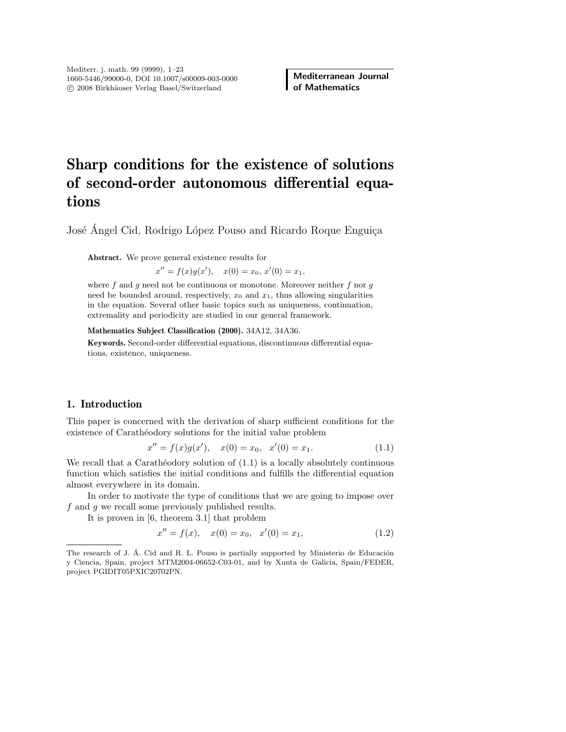# Sharp conditions for the existence of solutions of second-order autonomous differential equations

José Ángel Cid, Rodrigo López Pouso and Ricardo Roque Enguiça

**Abstract.** We prove general existence results for

$$x'' = f(x)g(x'), \quad x(0) = x_0,\, x'(0) = x_1,$$

where $f$ and $g$ need not be continuous or monotone. Moreover neither $f$ nor $g$ need be bounded around, respectively, $x_0$ and $x_1$, thus allowing singularities in the equation. Several other basic topics such as uniqueness, continuation, extremality and periodicity are studied in our general framework.

**Mathematics Subject Classification (2000).** 34A12, 34A36.

**Keywords.** Second-order differential equations, discontinuous differential equations, existence, uniqueness.

## 1. Introduction

This paper is concerned with the derivation of sharp sufficient conditions for the existence of Carathéodory solutions for the initial value problem

$$x'' = f(x)g(x'), \quad x(0) = x_0, \quad x'(0) = x_1. \tag{1.1}$$

We recall that a Carathéodory solution of (1.1) is a locally absolutely continuous function which satisfies the initial conditions and fulfills the differential equation almost everywhere in its domain.

In order to motivate the type of conditions that we are going to impose over $f$ and $g$ we recall some previously published results.

It is proven in [6, theorem 3.1] that problem

$$x'' = f(x), \quad x(0) = x_0, \quad x'(0) = x_1, \tag{1.2}$$

The research of J. Á. Cid and R. L. Pouso is partially supported by Ministerio de Educación y Ciencia, Spain, project MTM2004-06652-C03-01, and by Xunta de Galicia, Spain/FEDER, project PGIDIT05PXIC20702PN.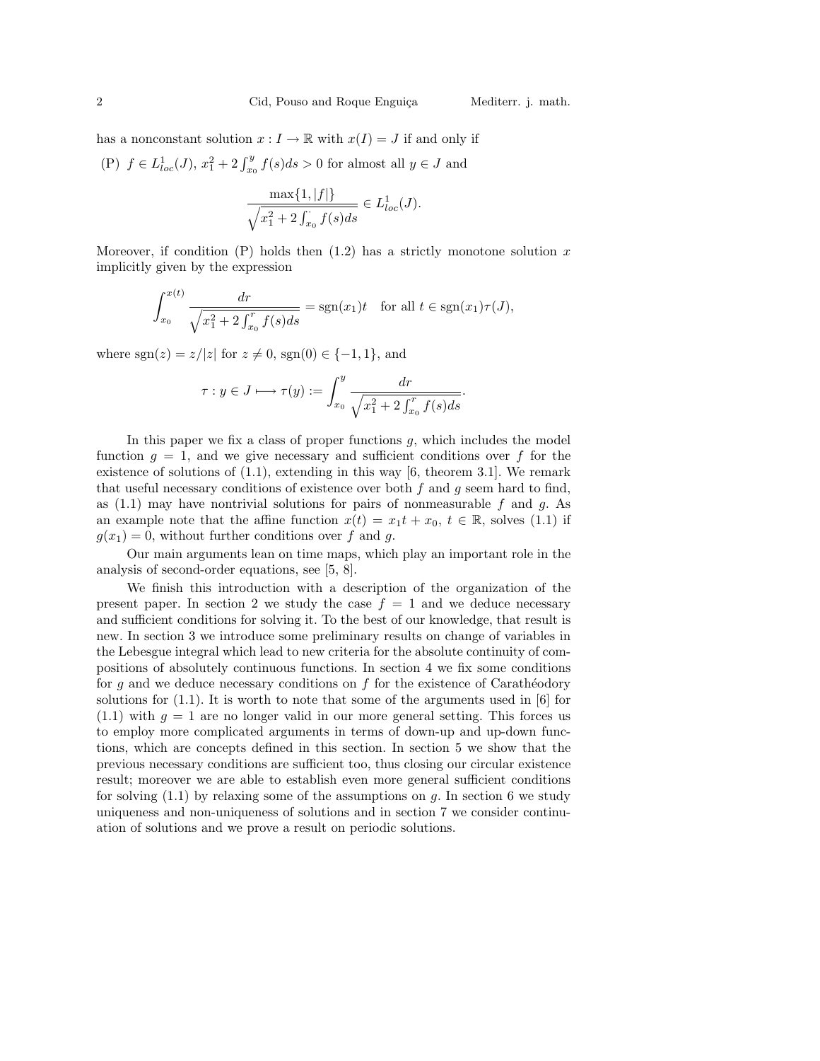has a nonconstant solution $x : I \to \mathbb{R}$ with $x(I) = J$ if and only if

(P) $f \in L^1_{loc}(J)$, $x_1^2 + 2\int_{x_0}^{y} f(s)ds > 0$ for almost all $y \in J$ and

$$\frac{\max\{1, |f|\}}{\sqrt{x_1^2 + 2\int_{x_0}^{\cdot} f(s)ds}} \in L^1_{loc}(J).$$

Moreover, if condition (P) holds then (1.2) has a strictly monotone solution $x$ implicitly given by the expression

$$\int_{x_0}^{x(t)} \frac{dr}{\sqrt{x_1^2 + 2\int_{x_0}^{r} f(s)ds}} = \operatorname{sgn}(x_1)t \quad \text{for all } t \in \operatorname{sgn}(x_1)\tau(J),$$

where $\operatorname{sgn}(z) = z/|z|$ for $z \neq 0$, $\operatorname{sgn}(0) \in \{-1, 1\}$, and

$$\tau : y \in J \longmapsto \tau(y) := \int_{x_0}^{y} \frac{dr}{\sqrt{x_1^2 + 2\int_{x_0}^{r} f(s)ds}}.$$

In this paper we fix a class of proper functions $g$, which includes the model function $g = 1$, and we give necessary and sufficient conditions over $f$ for the existence of solutions of (1.1), extending in this way [6, theorem 3.1]. We remark that useful necessary conditions of existence over both $f$ and $g$ seem hard to find, as (1.1) may have nontrivial solutions for pairs of nonmeasurable $f$ and $g$. As an example note that the affine function $x(t) = x_1 t + x_0$, $t \in \mathbb{R}$, solves (1.1) if $g(x_1) = 0$, without further conditions over $f$ and $g$.

Our main arguments lean on time maps, which play an important role in the analysis of second-order equations, see [5, 8].

We finish this introduction with a description of the organization of the present paper. In section 2 we study the case $f = 1$ and we deduce necessary and sufficient conditions for solving it. To the best of our knowledge, that result is new. In section 3 we introduce some preliminary results on change of variables in the Lebesgue integral which lead to new criteria for the absolute continuity of compositions of absolutely continuous functions. In section 4 we fix some conditions for $g$ and we deduce necessary conditions on $f$ for the existence of Carathéodory solutions for (1.1). It is worth to note that some of the arguments used in [6] for (1.1) with $g = 1$ are no longer valid in our more general setting. This forces us to employ more complicated arguments in terms of down-up and up-down functions, which are concepts defined in this section. In section 5 we show that the previous necessary conditions are sufficient too, thus closing our circular existence result; moreover we are able to establish even more general sufficient conditions for solving (1.1) by relaxing some of the assumptions on $g$. In section 6 we study uniqueness and non-uniqueness of solutions and in section 7 we consider continuation of solutions and we prove a result on periodic solutions.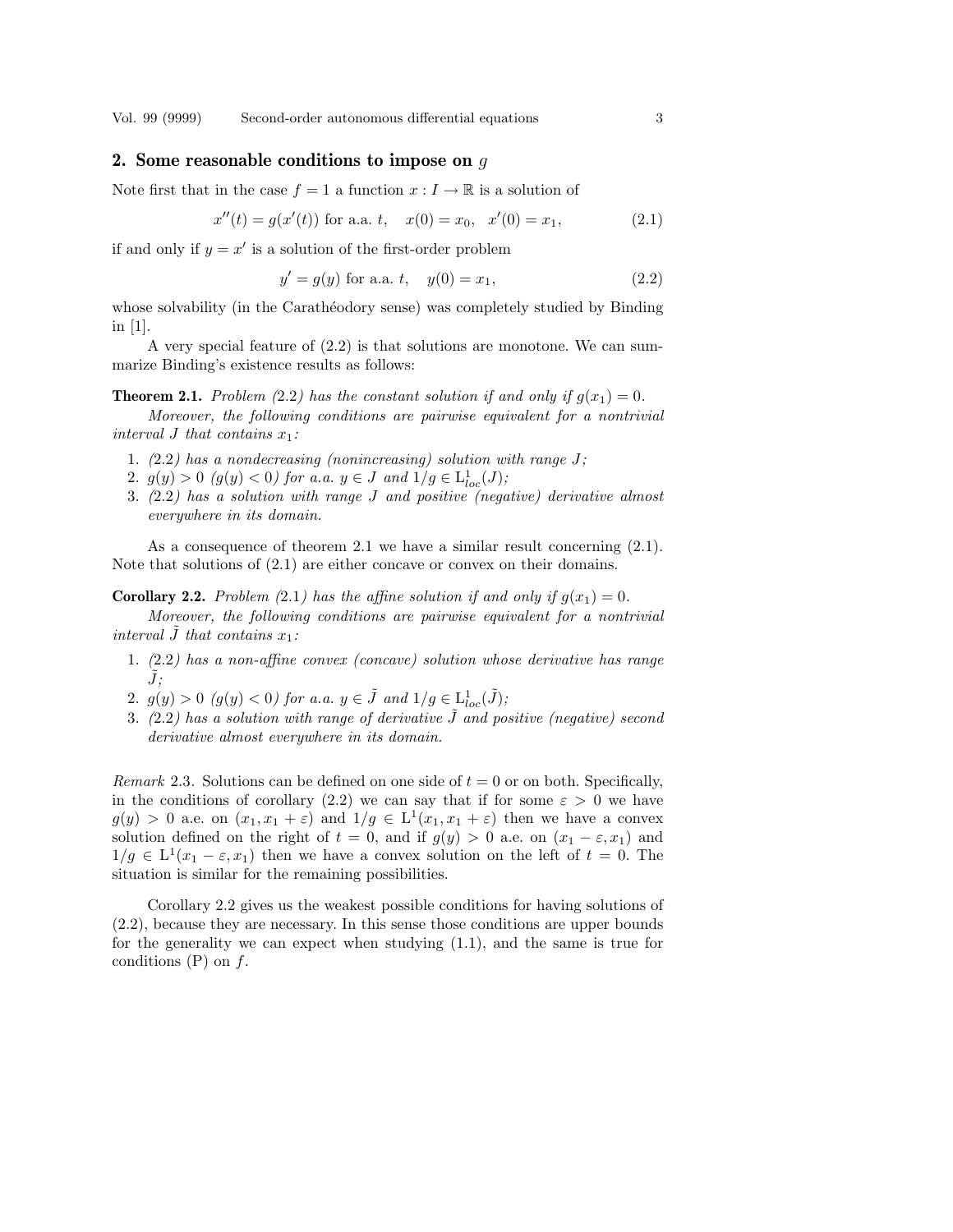## 2. Some reasonable conditions to impose on $g$

Note first that in the case $f = 1$ a function $x : I \to \mathbb{R}$ is a solution of

$$x''(t) = g(x'(t)) \text{ for a.a. } t, \quad x(0) = x_0, \quad x'(0) = x_1, \tag{2.1}$$

if and only if $y = x'$ is a solution of the first-order problem

$$y' = g(y) \text{ for a.a. } t, \quad y(0) = x_1, \tag{2.2}$$

whose solvability (in the Carathéodory sense) was completely studied by Binding in [1].

A very special feature of (2.2) is that solutions are monotone. We can summarize Binding's existence results as follows:

**Theorem 2.1.** *Problem (2.2) has the constant solution if and only if $g(x_1) = 0$.*

*Moreover, the following conditions are pairwise equivalent for a nontrivial interval $J$ that contains $x_1$:*

1. *(2.2) has a nondecreasing (nonincreasing) solution with range $J$;*
2. *$g(y) > 0$ ($g(y) < 0$) for a.a. $y \in J$ and $1/g \in \mathrm{L}^1_{loc}(J)$;*
3. *(2.2) has a solution with range $J$ and positive (negative) derivative almost everywhere in its domain.*

As a consequence of theorem 2.1 we have a similar result concerning (2.1). Note that solutions of (2.1) are either concave or convex on their domains.

**Corollary 2.2.** *Problem (2.1) has the affine solution if and only if $g(x_1) = 0$.*

*Moreover, the following conditions are pairwise equivalent for a nontrivial interval $\tilde{J}$ that contains $x_1$:*

1. *(2.2) has a non-affine convex (concave) solution whose derivative has range $\tilde{J}$;*
2. *$g(y) > 0$ ($g(y) < 0$) for a.a. $y \in \tilde{J}$ and $1/g \in \mathrm{L}^1_{loc}(\tilde{J})$;*
3. *(2.2) has a solution with range of derivative $\tilde{J}$ and positive (negative) second derivative almost everywhere in its domain.*

*Remark* 2.3. Solutions can be defined on one side of $t = 0$ or on both. Specifically, in the conditions of corollary (2.2) we can say that if for some $\varepsilon > 0$ we have $g(y) > 0$ a.e. on $(x_1, x_1 + \varepsilon)$ and $1/g \in \mathrm{L}^1(x_1, x_1 + \varepsilon)$ then we have a convex solution defined on the right of $t = 0$, and if $g(y) > 0$ a.e. on $(x_1 - \varepsilon, x_1)$ and $1/g \in \mathrm{L}^1(x_1 - \varepsilon, x_1)$ then we have a convex solution on the left of $t = 0$. The situation is similar for the remaining possibilities.

Corollary 2.2 gives us the weakest possible conditions for having solutions of (2.2), because they are necessary. In this sense those conditions are upper bounds for the generality we can expect when studying (1.1), and the same is true for conditions (P) on $f$.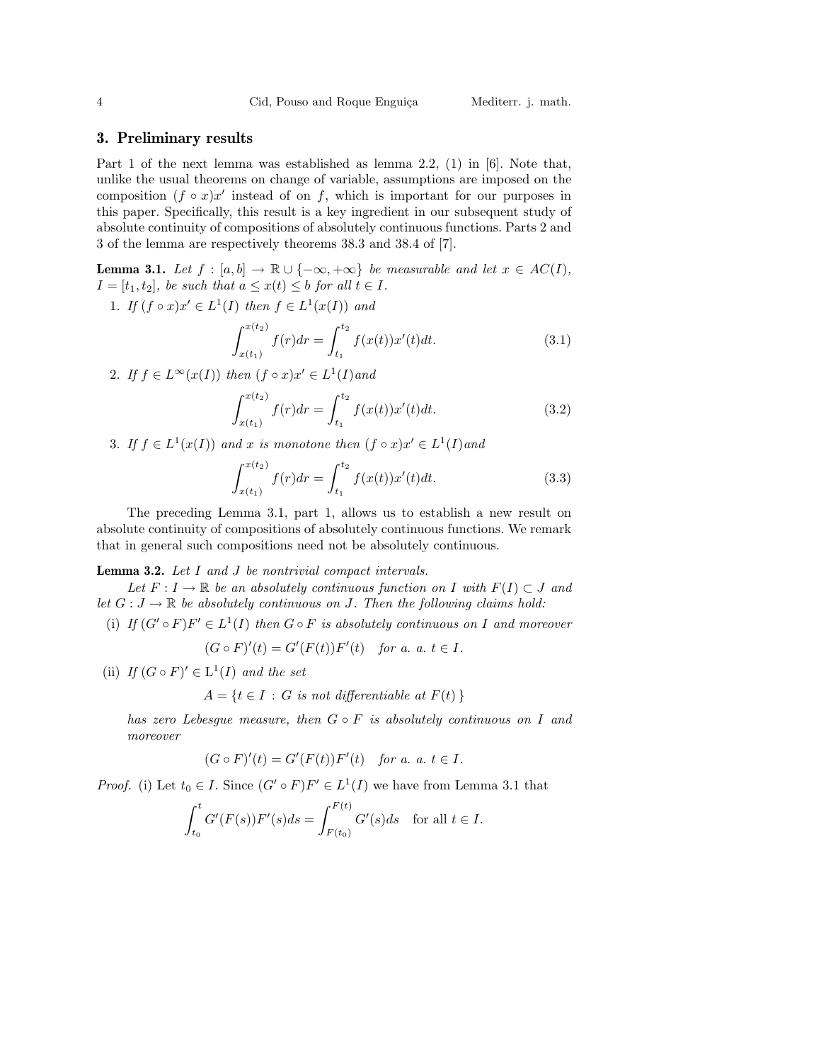## 3. Preliminary results

Part 1 of the next lemma was established as lemma 2.2, (1) in [6]. Note that, unlike the usual theorems on change of variable, assumptions are imposed on the composition $(f \circ x)x'$ instead of on $f$, which is important for our purposes in this paper. Specifically, this result is a key ingredient in our subsequent study of absolute continuity of compositions of absolutely continuous functions. Parts 2 and 3 of the lemma are respectively theorems 38.3 and 38.4 of [7].

**Lemma 3.1.** *Let $f : [a,b] \to \mathbb{R} \cup \{-\infty, +\infty\}$ be measurable and let $x \in AC(I)$, $I = [t_1, t_2]$, be such that $a \le x(t) \le b$ for all $t \in I$.*

1. *If $(f \circ x)x' \in L^1(I)$ then $f \in L^1(x(I))$ and*
$$\int_{x(t_1)}^{x(t_2)} f(r)dr = \int_{t_1}^{t_2} f(x(t))x'(t)dt. \tag{3.1}$$
2. *If $f \in L^\infty(x(I))$ then $(f \circ x)x' \in L^1(I)$ and*
$$\int_{x(t_1)}^{x(t_2)} f(r)dr = \int_{t_1}^{t_2} f(x(t))x'(t)dt. \tag{3.2}$$
3. *If $f \in L^1(x(I))$ and $x$ is monotone then $(f \circ x)x' \in L^1(I)$ and*
$$\int_{x(t_1)}^{x(t_2)} f(r)dr = \int_{t_1}^{t_2} f(x(t))x'(t)dt. \tag{3.3}$$

The preceding Lemma 3.1, part 1, allows us to establish a new result on absolute continuity of compositions of absolutely continuous functions. We remark that in general such compositions need not be absolutely continuous.

**Lemma 3.2.** *Let $I$ and $J$ be nontrivial compact intervals.*

*Let $F : I \to \mathbb{R}$ be an absolutely continuous function on $I$ with $F(I) \subset J$ and let $G : J \to \mathbb{R}$ be absolutely continuous on $J$. Then the following claims hold:*

(i) *If $(G' \circ F)F' \in L^1(I)$ then $G \circ F$ is absolutely continuous on $I$ and moreover*
$$(G \circ F)'(t) = G'(F(t))F'(t) \quad \text{for a. a. } t \in I.$$

(ii) *If $(G \circ F)' \in \mathrm{L}^1(I)$ and the set*
$$A = \{t \in I : G \text{ is not differentiable at } F(t)\}$$
*has zero Lebesgue measure, then $G \circ F$ is absolutely continuous on $I$ and moreover*
$$(G \circ F)'(t) = G'(F(t))F'(t) \quad \text{for a. a. } t \in I.$$

*Proof.* (i) Let $t_0 \in I$. Since $(G' \circ F)F' \in L^1(I)$ we have from Lemma 3.1 that
$$\int_{t_0}^{t} G'(F(s))F'(s)ds = \int_{F(t_0)}^{F(t)} G'(s)ds \quad \text{for all } t \in I.$$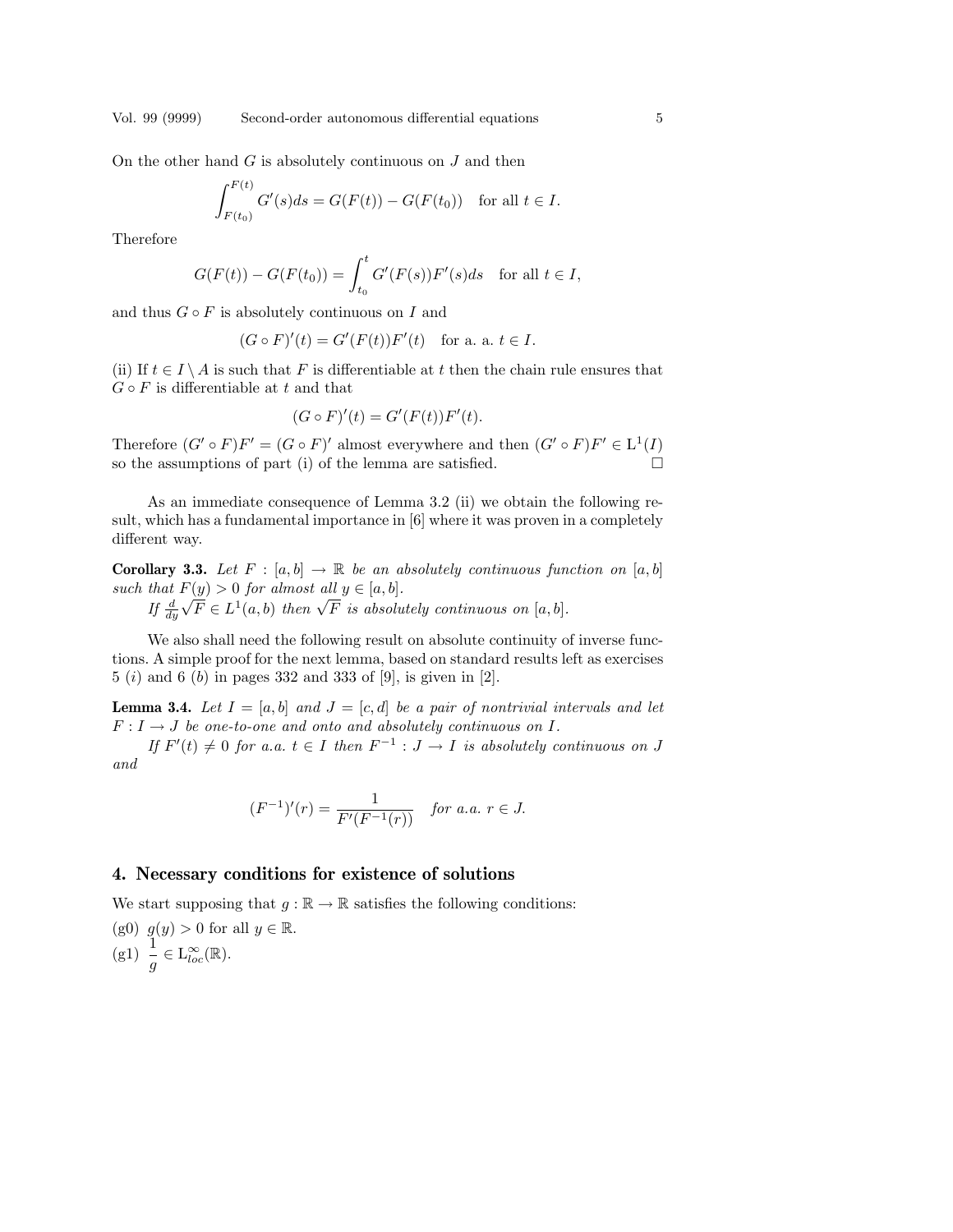On the other hand $G$ is absolutely continuous on $J$ and then

$$\int_{F(t_0)}^{F(t)} G'(s)ds = G(F(t)) - G(F(t_0)) \quad \text{for all } t \in I.$$

Therefore

$$G(F(t)) - G(F(t_0)) = \int_{t_0}^{t} G'(F(s))F'(s)ds \quad \text{for all } t \in I,$$

and thus $G \circ F$ is absolutely continuous on $I$ and

$$(G \circ F)'(t) = G'(F(t))F'(t) \quad \text{for a. a. } t \in I.$$

(ii) If $t \in I \setminus A$ is such that $F$ is differentiable at $t$ then the chain rule ensures that $G \circ F$ is differentiable at $t$ and that

$$(G \circ F)'(t) = G'(F(t))F'(t).$$

Therefore $(G' \circ F)F' = (G \circ F)'$ almost everywhere and then $(G' \circ F)F' \in \mathrm{L}^1(I)$ so the assumptions of part (i) of the lemma are satisfied. □

As an immediate consequence of Lemma 3.2 (ii) we obtain the following result, which has a fundamental importance in [6] where it was proven in a completely different way.

**Corollary 3.3.** *Let $F : [a, b] \to \mathbb{R}$ be an absolutely continuous function on $[a, b]$ such that $F(y) > 0$ for almost all $y \in [a, b]$.*

*If $\frac{d}{dy}\sqrt{F} \in L^1(a, b)$ then $\sqrt{F}$ is absolutely continuous on $[a, b]$.*

We also shall need the following result on absolute continuity of inverse functions. A simple proof for the next lemma, based on standard results left as exercises 5 (*i*) and 6 (*b*) in pages 332 and 333 of [9], is given in [2].

**Lemma 3.4.** *Let $I = [a, b]$ and $J = [c, d]$ be a pair of nontrivial intervals and let $F : I \to J$ be one-to-one and onto and absolutely continuous on $I$.*

*If $F'(t) \neq 0$ for a.a. $t \in I$ then $F^{-1} : J \to I$ is absolutely continuous on $J$ and*

$$(F^{-1})'(r) = \frac{1}{F'(F^{-1}(r))} \quad \textit{for a.a. } r \in J.$$

## 4. Necessary conditions for existence of solutions

We start supposing that $g : \mathbb{R} \to \mathbb{R}$ satisfies the following conditions:

(g0) $g(y) > 0$ for all $y \in \mathbb{R}$.

(g1) $\dfrac{1}{g} \in \mathrm{L}^{\infty}_{loc}(\mathbb{R})$.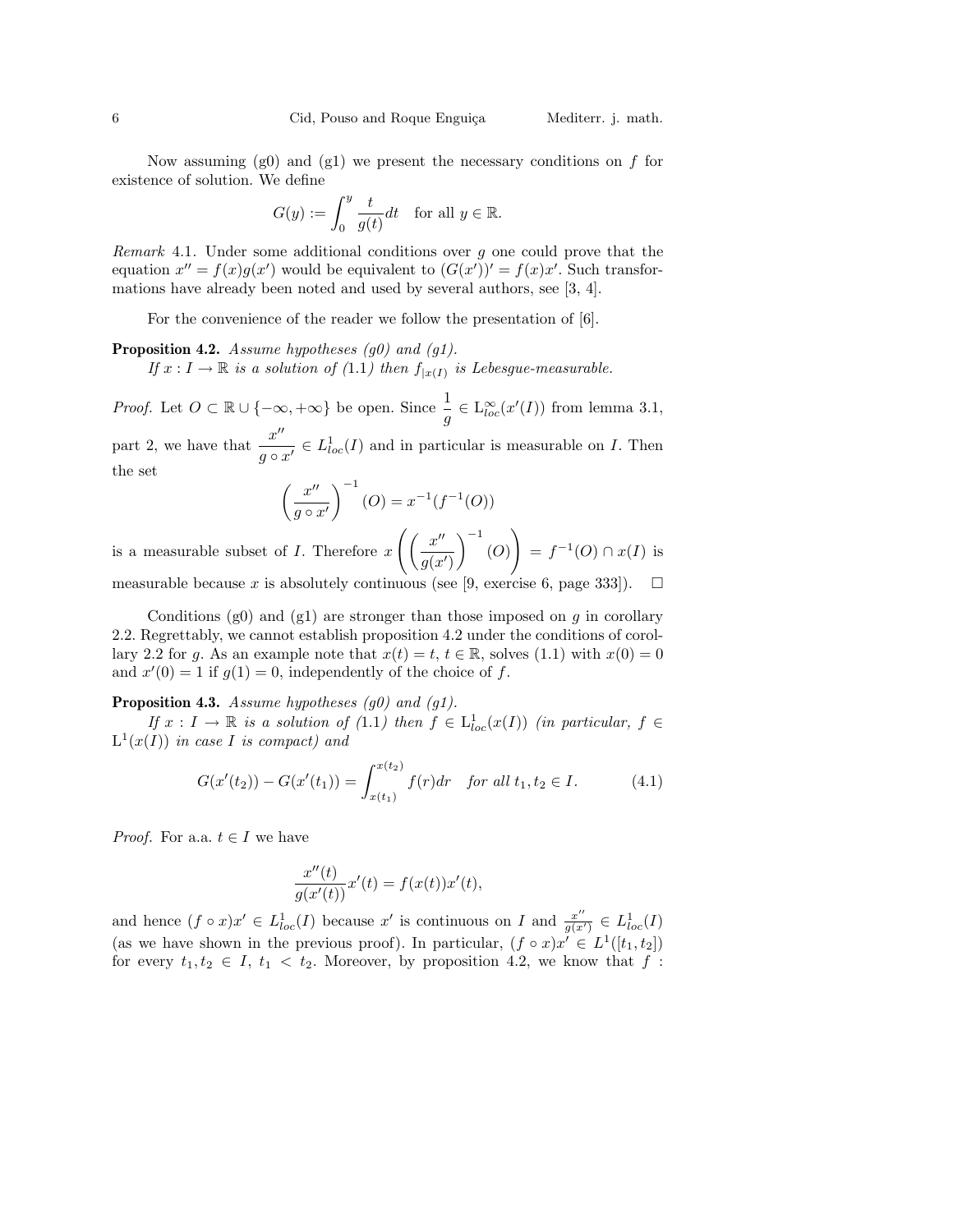Now assuming (g0) and (g1) we present the necessary conditions on $f$ for existence of solution. We define

$$G(y) := \int_0^y \frac{t}{g(t)} dt \quad \text{for all } y \in \mathbb{R}.$$

*Remark* 4.1. Under some additional conditions over $g$ one could prove that the equation $x'' = f(x)g(x')$ would be equivalent to $(G(x'))' = f(x)x'$. Such transformations have already been noted and used by several authors, see [3, 4].

For the convenience of the reader we follow the presentation of [6].

**Proposition 4.2.** *Assume hypotheses (g0) and (g1).*
*If $x : I \to \mathbb{R}$ is a solution of (1.1) then $f_{|x(I)}$ is Lebesgue-measurable.*

*Proof.* Let $O \subset \mathbb{R} \cup \{-\infty, +\infty\}$ be open. Since $\dfrac{1}{g} \in \mathrm{L}^\infty_{loc}(x'(I))$ from lemma 3.1, part 2, we have that $\dfrac{x''}{g \circ x'} \in L^1_{loc}(I)$ and in particular is measurable on $I$. Then the set

$$\left(\frac{x''}{g \circ x'}\right)^{-1}(O) = x^{-1}(f^{-1}(O))$$

is a measurable subset of $I$. Therefore $x\left(\left(\dfrac{x''}{g(x')}\right)^{-1}(O)\right) = f^{-1}(O) \cap x(I)$ is measurable because $x$ is absolutely continuous (see [9, exercise 6, page 333]). $\square$

Conditions (g0) and (g1) are stronger than those imposed on $g$ in corollary 2.2. Regrettably, we cannot establish proposition 4.2 under the conditions of corollary 2.2 for $g$. As an example note that $x(t) = t$, $t \in \mathbb{R}$, solves (1.1) with $x(0) = 0$ and $x'(0) = 1$ if $g(1) = 0$, independently of the choice of $f$.

**Proposition 4.3.** *Assume hypotheses (g0) and (g1).*
*If $x : I \to \mathbb{R}$ is a solution of (1.1) then $f \in \mathrm{L}^1_{loc}(x(I))$ (in particular, $f \in \mathrm{L}^1(x(I))$ in case $I$ is compact) and*

$$G(x'(t_2)) - G(x'(t_1)) = \int_{x(t_1)}^{x(t_2)} f(r)dr \quad \textit{for all } t_1, t_2 \in I. \tag{4.1}$$

*Proof.* For a.a. $t \in I$ we have

$$\frac{x''(t)}{g(x'(t))}x'(t) = f(x(t))x'(t),$$

and hence $(f \circ x)x' \in L^1_{loc}(I)$ because $x'$ is continuous on $I$ and $\frac{x''}{g(x')} \in L^1_{loc}(I)$ (as we have shown in the previous proof). In particular, $(f \circ x)x' \in L^1([t_1, t_2])$ for every $t_1, t_2 \in I$, $t_1 < t_2$. Moreover, by proposition 4.2, we know that $f$ :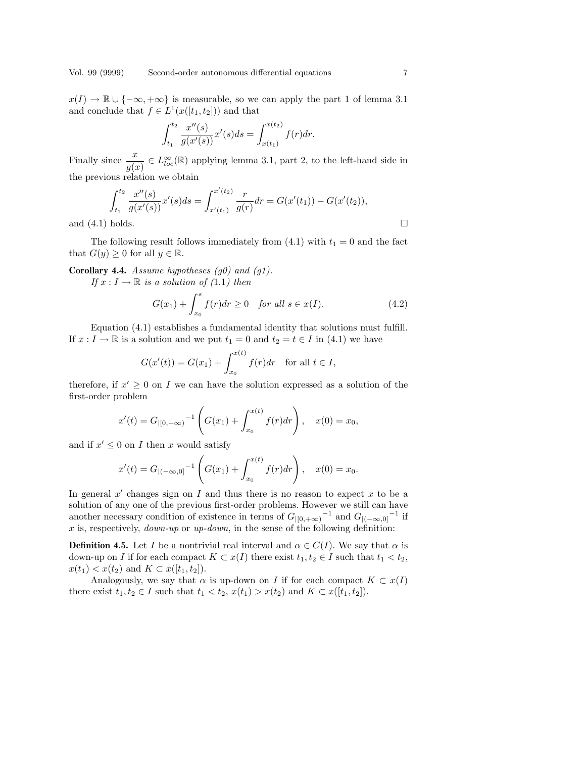$x(I) \to \mathbb{R} \cup \{-\infty, +\infty\}$ is measurable, so we can apply the part 1 of lemma 3.1 and conclude that $f \in L^1(x([t_1, t_2]))$ and that

$$\int_{t_1}^{t_2} \frac{x''(s)}{g(x'(s))} x'(s) ds = \int_{x(t_1)}^{x(t_2)} f(r) dr.$$

Finally since $\dfrac{x}{g(x)} \in L^\infty_{loc}(\mathbb{R})$ applying lemma 3.1, part 2, to the left-hand side in the previous relation we obtain

$$\int_{t_1}^{t_2} \frac{x''(s)}{g(x'(s))} x'(s) ds = \int_{x'(t_1)}^{x'(t_2)} \frac{r}{g(r)} dr = G(x'(t_1)) - G(x'(t_2)),$$

and (4.1) holds. $\square$

The following result follows immediately from (4.1) with $t_1 = 0$ and the fact that $G(y) \geq 0$ for all $y \in \mathbb{R}$.

**Corollary 4.4.** *Assume hypotheses (g0) and (g1).*
*If $x : I \to \mathbb{R}$ is a solution of (1.1) then*

$$G(x_1) + \int_{x_0}^{s} f(r) dr \geq 0 \quad \text{for all } s \in x(I). \tag{4.2}$$

Equation (4.1) establishes a fundamental identity that solutions must fulfill. If $x : I \to \mathbb{R}$ is a solution and we put $t_1 = 0$ and $t_2 = t \in I$ in (4.1) we have

$$G(x'(t)) = G(x_1) + \int_{x_0}^{x(t)} f(r) dr \quad \text{for all } t \in I,$$

therefore, if $x' \geq 0$ on $I$ we can have the solution expressed as a solution of the first-order problem

$$x'(t) = {G_{|[0,+\infty)}}^{-1} \left( G(x_1) + \int_{x_0}^{x(t)} f(r) dr \right), \quad x(0) = x_0,$$

and if $x' \leq 0$ on $I$ then $x$ would satisfy

$$x'(t) = {G_{|(-\infty,0]}}^{-1} \left( G(x_1) + \int_{x_0}^{x(t)} f(r) dr \right), \quad x(0) = x_0.$$

In general $x'$ changes sign on $I$ and thus there is no reason to expect $x$ to be a solution of any one of the previous first-order problems. However we still can have another necessary condition of existence in terms of ${G_{|[0,+\infty)}}^{-1}$ and ${G_{|(-\infty,0]}}^{-1}$ if $x$ is, respectively, *down-up* or *up-down*, in the sense of the following definition:

**Definition 4.5.** Let $I$ be a nontrivial real interval and $\alpha \in C(I)$. We say that $\alpha$ is down-up on $I$ if for each compact $K \subset x(I)$ there exist $t_1, t_2 \in I$ such that $t_1 < t_2$, $x(t_1) < x(t_2)$ and $K \subset x([t_1, t_2])$.

Analogously, we say that $\alpha$ is up-down on $I$ if for each compact $K \subset x(I)$ there exist $t_1, t_2 \in I$ such that $t_1 < t_2$, $x(t_1) > x(t_2)$ and $K \subset x([t_1, t_2])$.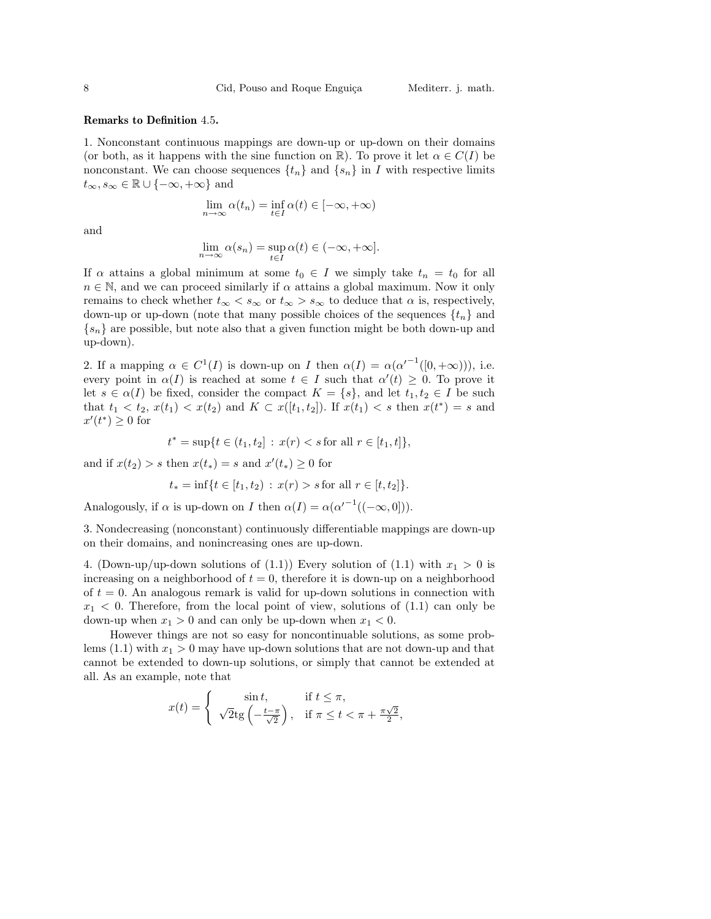**Remarks to Definition** 4.5**.**

1. Nonconstant continuous mappings are down-up or up-down on their domains (or both, as it happens with the sine function on $\mathbb{R}$). To prove it let $\alpha \in C(I)$ be nonconstant. We can choose sequences $\{t_n\}$ and $\{s_n\}$ in $I$ with respective limits $t_\infty, s_\infty \in \mathbb{R} \cup \{-\infty, +\infty\}$ and

$$\lim_{n\to\infty} \alpha(t_n) = \inf_{t\in I} \alpha(t) \in [-\infty, +\infty)$$

and

$$\lim_{n\to\infty} \alpha(s_n) = \sup_{t\in I} \alpha(t) \in (-\infty, +\infty].$$

If $\alpha$ attains a global minimum at some $t_0 \in I$ we simply take $t_n = t_0$ for all $n \in \mathbb{N}$, and we can proceed similarly if $\alpha$ attains a global maximum. Now it only remains to check whether $t_\infty < s_\infty$ or $t_\infty > s_\infty$ to deduce that $\alpha$ is, respectively, down-up or up-down (note that many possible choices of the sequences $\{t_n\}$ and $\{s_n\}$ are possible, but note also that a given function might be both down-up and up-down).

2. If a mapping $\alpha \in C^1(I)$ is down-up on $I$ then $\alpha(I) = \alpha({\alpha'}^{-1}([0, +\infty)))$, i.e. every point in $\alpha(I)$ is reached at some $t \in I$ such that $\alpha'(t) \geq 0$. To prove it let $s \in \alpha(I)$ be fixed, consider the compact $K = \{s\}$, and let $t_1, t_2 \in I$ be such that $t_1 < t_2$, $x(t_1) < x(t_2)$ and $K \subset x([t_1, t_2])$. If $x(t_1) < s$ then $x(t^*) = s$ and $x'(t^*) \geq 0$ for

$$t^* = \sup\{t \in (t_1, t_2] \,:\, x(r) < s \text{ for all } r \in [t_1, t]\},$$

and if $x(t_2) > s$ then $x(t_*) = s$ and $x'(t_*) \geq 0$ for

$$t_* = \inf\{t \in [t_1, t_2) \,:\, x(r) > s \text{ for all } r \in [t, t_2]\}.$$

Analogously, if $\alpha$ is up-down on $I$ then $\alpha(I) = \alpha({\alpha'}^{-1}((-\infty, 0]))$.

3. Nondecreasing (nonconstant) continuously differentiable mappings are down-up on their domains, and nonincreasing ones are up-down.

4. (Down-up/up-down solutions of (1.1)) Every solution of (1.1) with $x_1 > 0$ is increasing on a neighborhood of $t = 0$, therefore it is down-up on a neighborhood of $t = 0$. An analogous remark is valid for up-down solutions in connection with $x_1 < 0$. Therefore, from the local point of view, solutions of (1.1) can only be down-up when $x_1 > 0$ and can only be up-down when $x_1 < 0$.

However things are not so easy for noncontinuable solutions, as some problems (1.1) with $x_1 > 0$ may have up-down solutions that are not down-up and that cannot be extended to down-up solutions, or simply that cannot be extended at all. As an example, note that

$$x(t) = \begin{cases} \sin t, & \text{if } t \leq \pi, \\ \sqrt{2}\,\mathrm{tg}\left(-\frac{t-\pi}{\sqrt{2}}\right), & \text{if } \pi \leq t < \pi + \frac{\pi\sqrt{2}}{2}, \end{cases}$$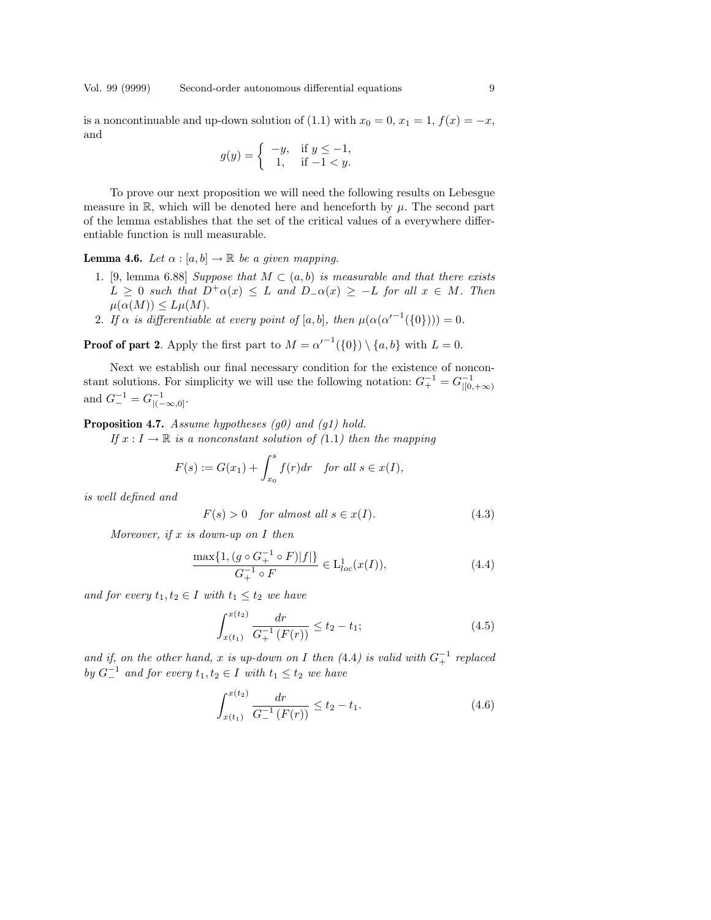is a noncontinuable and up-down solution of (1.1) with $x_0 = 0$, $x_1 = 1$, $f(x) = -x$, and

$$g(y) = \begin{cases} -y, & \text{if } y \le -1, \\ 1, & \text{if } -1 < y. \end{cases}$$

To prove our next proposition we will need the following results on Lebesgue measure in $\mathbb{R}$, which will be denoted here and henceforth by $\mu$. The second part of the lemma establishes that the set of the critical values of a everywhere differentiable function is null measurable.

**Lemma 4.6.** *Let $\alpha : [a, b] \to \mathbb{R}$ be a given mapping.*

1. [9, lemma 6.88] *Suppose that $M \subset (a, b)$ is measurable and that there exists $L \ge 0$ such that $D^+\alpha(x) \le L$ and $D_-\alpha(x) \ge -L$ for all $x \in M$. Then $\mu(\alpha(M)) \le L\mu(M)$.*
2. *If $\alpha$ is differentiable at every point of $[a, b]$, then $\mu(\alpha({\alpha'}^{-1}(\{0\}))) = 0$.*

**Proof of part 2**. Apply the first part to $M = {\alpha'}^{-1}(\{0\}) \setminus \{a, b\}$ with $L = 0$.

Next we establish our final necessary condition for the existence of nonconstant solutions. For simplicity we will use the following notation: $G_+^{-1} = G^{-1}_{|[0,+\infty)}$ and $G_-^{-1} = G^{-1}_{|(-\infty,0]}$.

**Proposition 4.7.** *Assume hypotheses (g0) and (g1) hold.*

*If $x : I \to \mathbb{R}$ is a nonconstant solution of (1.1) then the mapping*

$$F(s) := G(x_1) + \int_{x_0}^{s} f(r)dr \quad \text{for all } s \in x(I),$$

*is well defined and*

$$F(s) > 0 \quad \text{for almost all } s \in x(I). \tag{4.3}$$

*Moreover, if $x$ is down-up on $I$ then*

$$\frac{\max\{1, (g \circ G_+^{-1} \circ F)|f|\}}{G_+^{-1} \circ F} \in \mathrm{L}^1_{loc}(x(I)), \tag{4.4}$$

*and for every $t_1, t_2 \in I$ with $t_1 \le t_2$ we have*

$$\int_{x(t_1)}^{x(t_2)} \frac{dr}{G_+^{-1}(F(r))} \le t_2 - t_1; \tag{4.5}$$

*and if, on the other hand, $x$ is up-down on $I$ then (4.4) is valid with $G_+^{-1}$ replaced by $G_-^{-1}$ and for every $t_1, t_2 \in I$ with $t_1 \le t_2$ we have*

$$\int_{x(t_1)}^{x(t_2)} \frac{dr}{G_-^{-1}(F(r))} \le t_2 - t_1. \tag{4.6}$$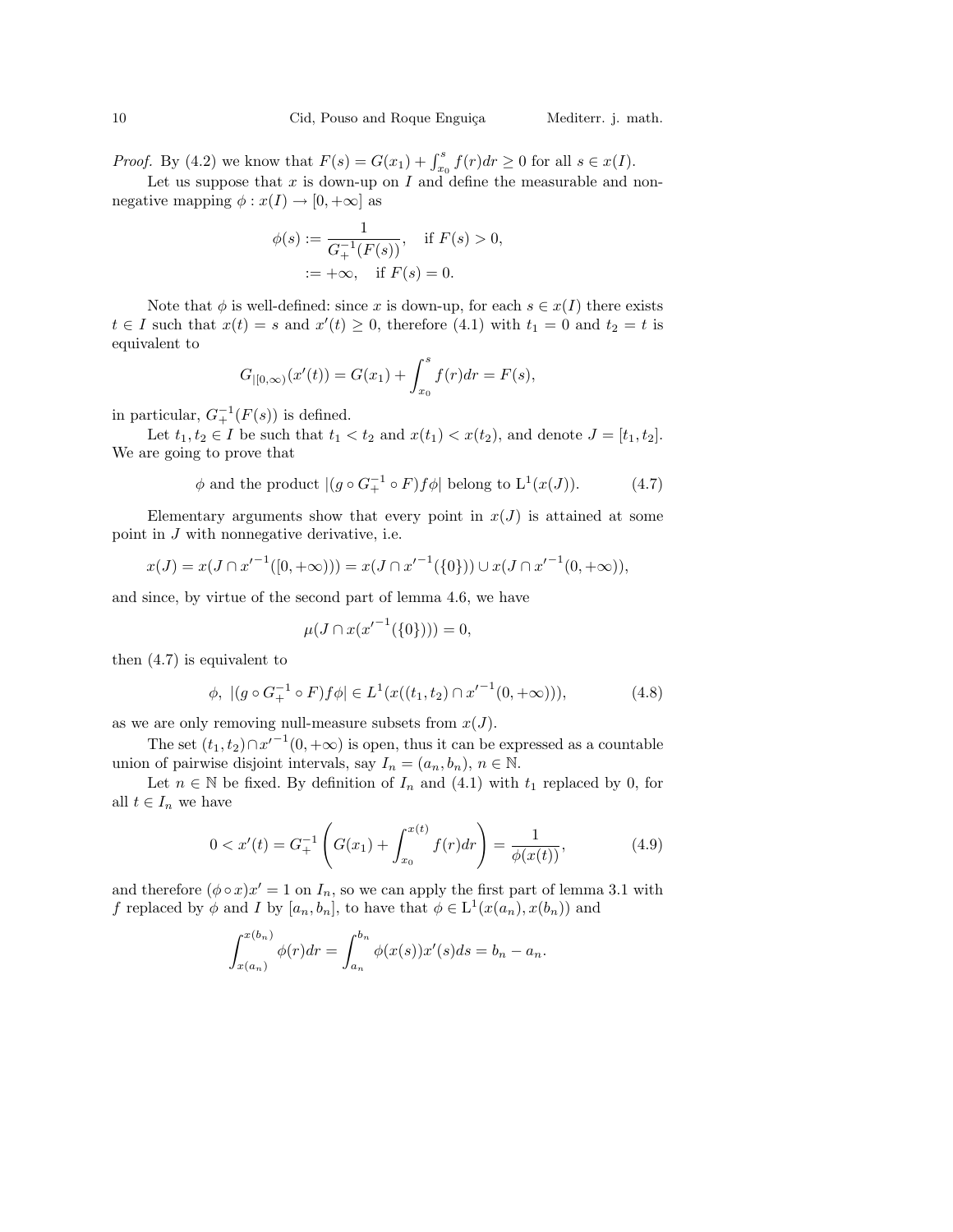*Proof.* By (4.2) we know that $F(s) = G(x_1) + \int_{x_0}^{s} f(r)dr \geq 0$ for all $s \in x(I)$.

Let us suppose that $x$ is down-up on $I$ and define the measurable and nonnegative mapping $\phi : x(I) \to [0, +\infty]$ as

$$\phi(s) := \frac{1}{G_+^{-1}(F(s))}, \quad \text{if } F(s) > 0,$$
$$:= +\infty, \quad \text{if } F(s) = 0.$$

Note that $\phi$ is well-defined: since $x$ is down-up, for each $s \in x(I)$ there exists $t \in I$ such that $x(t) = s$ and $x'(t) \geq 0$, therefore (4.1) with $t_1 = 0$ and $t_2 = t$ is equivalent to

$$G_{|[0,\infty)}(x'(t)) = G(x_1) + \int_{x_0}^{s} f(r)dr = F(s),$$

in particular, $G_+^{-1}(F(s))$ is defined.

Let $t_1, t_2 \in I$ be such that $t_1 < t_2$ and $x(t_1) < x(t_2)$, and denote $J = [t_1, t_2]$. We are going to prove that

$$\phi \text{ and the product } |(g \circ G_+^{-1} \circ F) f \phi| \text{ belong to } \mathrm{L}^1(x(J)). \tag{4.7}$$

Elementary arguments show that every point in $x(J)$ is attained at some point in $J$ with nonnegative derivative, i.e.

$$x(J) = x(J \cap {x'}^{-1}([0, +\infty))) = x(J \cap {x'}^{-1}(\{0\})) \cup x(J \cap {x'}^{-1}(0, +\infty)),$$

and since, by virtue of the second part of lemma 4.6, we have

$$\mu(J \cap x({x'}^{-1}(\{0\}))) = 0,$$

then (4.7) is equivalent to

$$\phi, \ |(g \circ G_+^{-1} \circ F) f \phi| \in L^1(x((t_1, t_2) \cap {x'}^{-1}(0, +\infty))), \tag{4.8}$$

as we are only removing null-measure subsets from $x(J)$.

The set $(t_1, t_2) \cap {x'}^{-1}(0, +\infty)$ is open, thus it can be expressed as a countable union of pairwise disjoint intervals, say $I_n = (a_n, b_n)$, $n \in \mathbb{N}$.

Let $n \in \mathbb{N}$ be fixed. By definition of $I_n$ and (4.1) with $t_1$ replaced by 0, for all $t \in I_n$ we have

$$0 < x'(t) = G_+^{-1}\left(G(x_1) + \int_{x_0}^{x(t)} f(r)dr\right) = \frac{1}{\phi(x(t))}, \tag{4.9}$$

and therefore $(\phi \circ x)x' = 1$ on $I_n$, so we can apply the first part of lemma 3.1 with $f$ replaced by $\phi$ and $I$ by $[a_n, b_n]$, to have that $\phi \in \mathrm{L}^1(x(a_n), x(b_n))$ and

$$\int_{x(a_n)}^{x(b_n)} \phi(r)dr = \int_{a_n}^{b_n} \phi(x(s))x'(s)ds = b_n - a_n.$$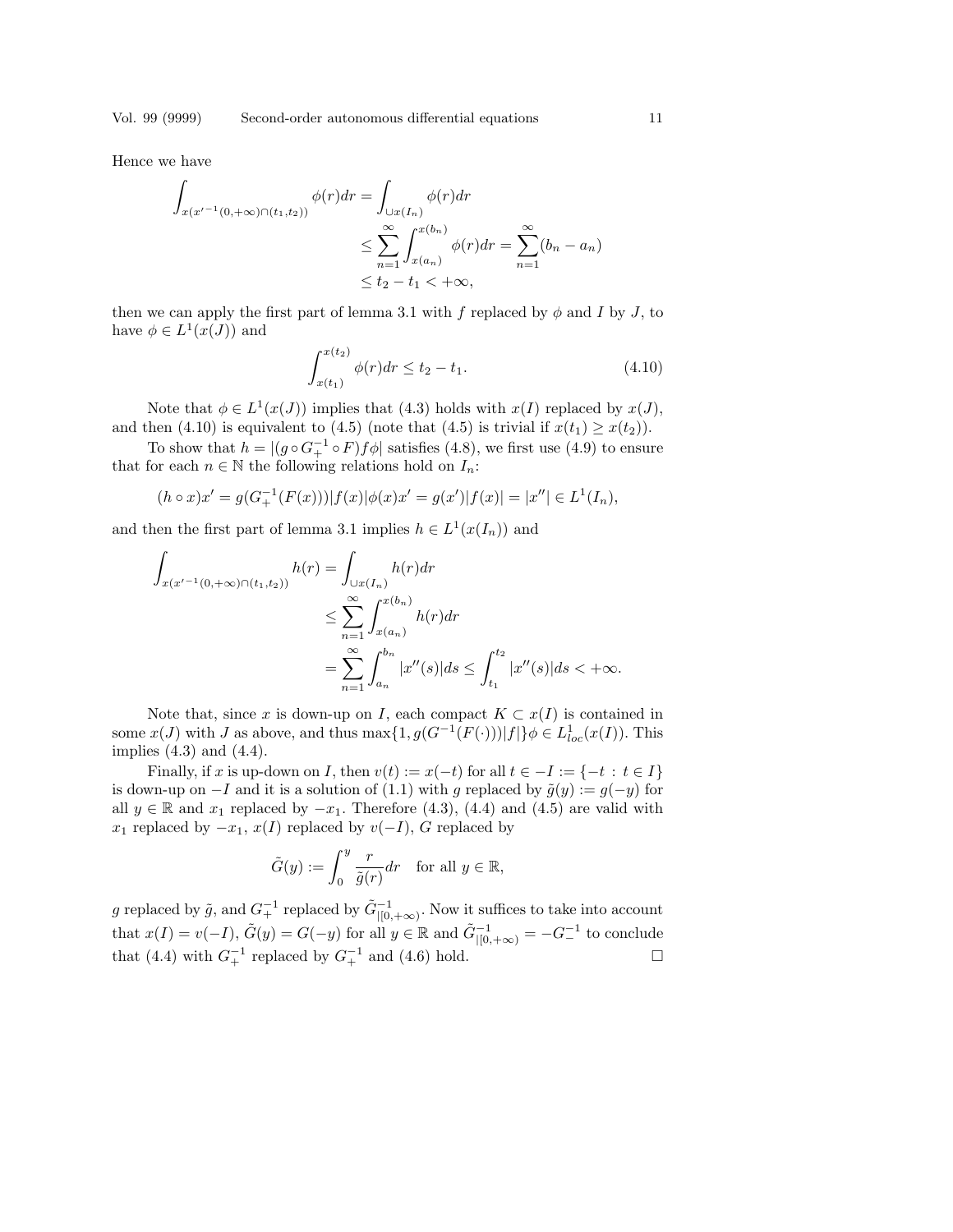Hence we have

$$
\begin{aligned}
\int_{x(x'^{-1}(0,+\infty)\cap(t_1,t_2))} \phi(r)dr &= \int_{\cup x(I_n)} \phi(r)dr \\
&\leq \sum_{n=1}^{\infty} \int_{x(a_n)}^{x(b_n)} \phi(r)dr = \sum_{n=1}^{\infty}(b_n - a_n) \\
&\leq t_2 - t_1 < +\infty,
\end{aligned}
$$

then we can apply the first part of lemma 3.1 with $f$ replaced by $\phi$ and $I$ by $J$, to have $\phi \in L^1(x(J))$ and

$$
\int_{x(t_1)}^{x(t_2)} \phi(r)dr \leq t_2 - t_1. \tag{4.10}
$$

Note that $\phi \in L^1(x(J))$ implies that (4.3) holds with $x(I)$ replaced by $x(J)$, and then (4.10) is equivalent to (4.5) (note that (4.5) is trivial if $x(t_1) \geq x(t_2)$).

To show that $h = |(g \circ G_+^{-1} \circ F) f \phi|$ satisfies (4.8), we first use (4.9) to ensure that for each $n \in \mathbb{N}$ the following relations hold on $I_n$:

$$
(h \circ x)x' = g(G_+^{-1}(F(x)))|f(x)|\phi(x)x' = g(x')|f(x)| = |x''| \in L^1(I_n),
$$

and then the first part of lemma 3.1 implies $h \in L^1(x(I_n))$ and

$$
\begin{aligned}
\int_{x(x'^{-1}(0,+\infty)\cap(t_1,t_2))} h(r) &= \int_{\cup x(I_n)} h(r)dr \\
&\leq \sum_{n=1}^{\infty} \int_{x(a_n)}^{x(b_n)} h(r)dr \\
&= \sum_{n=1}^{\infty} \int_{a_n}^{b_n} |x''(s)|ds \leq \int_{t_1}^{t_2} |x''(s)|ds < +\infty.
\end{aligned}
$$

Note that, since $x$ is down-up on $I$, each compact $K \subset x(I)$ is contained in some $x(J)$ with $J$ as above, and thus $\max\{1, g(G^{-1}(F(\cdot)))|f|\}\phi \in L^1_{loc}(x(I))$. This implies (4.3) and (4.4).

Finally, if $x$ is up-down on $I$, then $v(t) := x(-t)$ for all $t \in -I := \{-t : t \in I\}$ is down-up on $-I$ and it is a solution of (1.1) with $g$ replaced by $\tilde{g}(y) := g(-y)$ for all $y \in \mathbb{R}$ and $x_1$ replaced by $-x_1$. Therefore (4.3), (4.4) and (4.5) are valid with $x_1$ replaced by $-x_1$, $x(I)$ replaced by $v(-I)$, $G$ replaced by

$$
\tilde{G}(y) := \int_0^y \frac{r}{\tilde{g}(r)}dr \quad \text{for all } y \in \mathbb{R},
$$

$g$ replaced by $\tilde{g}$, and $G_+^{-1}$ replaced by $\tilde{G}^{-1}_{|[0,+\infty)}$. Now it suffices to take into account that $x(I) = v(-I)$, $\tilde{G}(y) = G(-y)$ for all $y \in \mathbb{R}$ and $\tilde{G}^{-1}_{|[0,+\infty)} = -G_-^{-1}$ to conclude that (4.4) with $G_+^{-1}$ replaced by $G_+^{-1}$ and (4.6) hold. □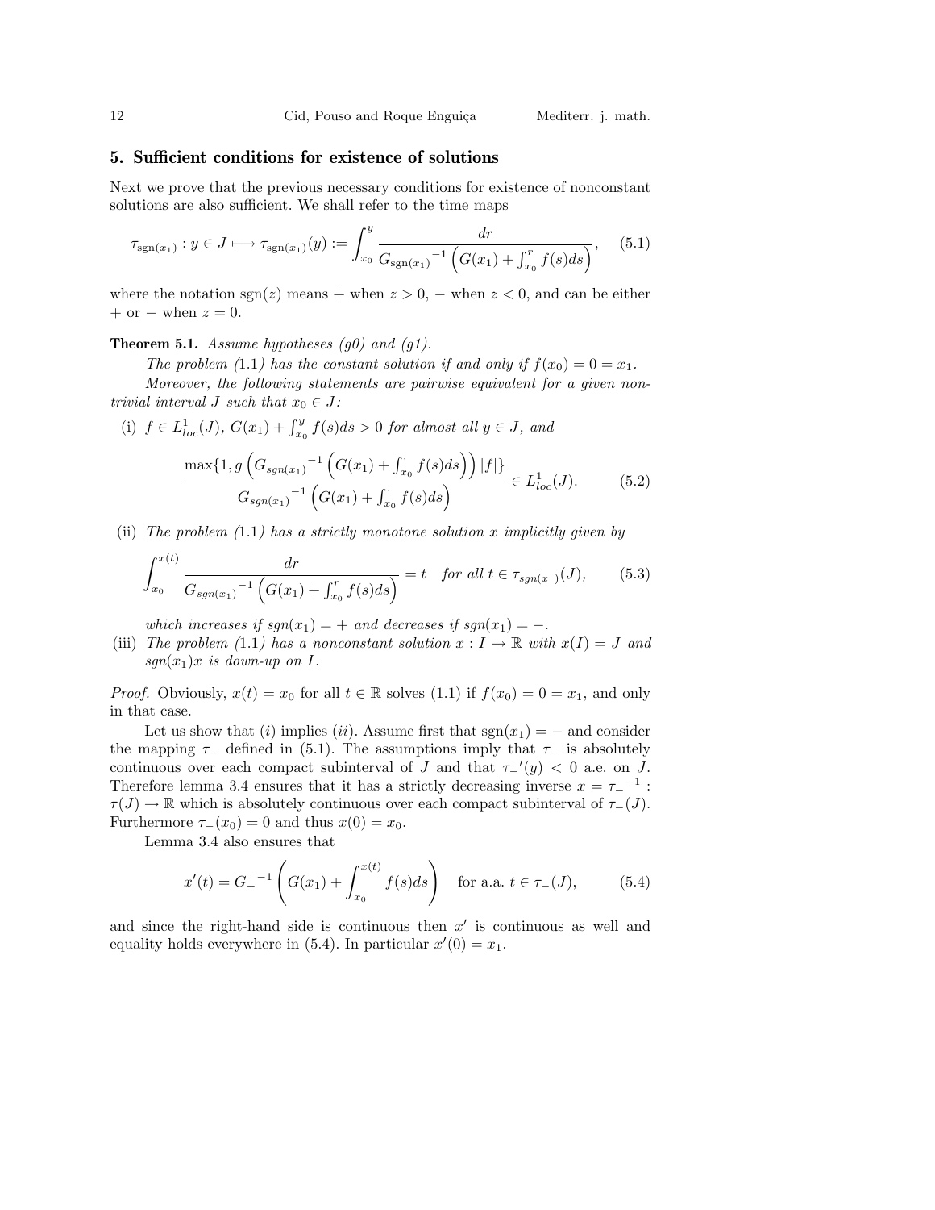## 5. Sufficient conditions for existence of solutions

Next we prove that the previous necessary conditions for existence of nonconstant solutions are also sufficient. We shall refer to the time maps

$$\tau_{\mathrm{sgn}(x_1)} : y \in J \longmapsto \tau_{\mathrm{sgn}(x_1)}(y) := \int_{x_0}^{y} \frac{dr}{{G_{\mathrm{sgn}(x_1)}}^{-1}\left(G(x_1) + \int_{x_0}^{r} f(s)ds\right)}, \qquad (5.1)$$

where the notation $\mathrm{sgn}(z)$ means $+$ when $z > 0$, $-$ when $z < 0$, and can be either $+$ or $-$ when $z = 0$.

**Theorem 5.1.** *Assume hypotheses (g0) and (g1).*

*The problem (*1.1*) has the constant solution if and only if $f(x_0) = 0 = x_1$.*

*Moreover, the following statements are pairwise equivalent for a given nontrivial interval $J$ such that $x_0 \in J$:*

(i) $f \in L^1_{loc}(J)$*,* $G(x_1) + \int_{x_0}^{y} f(s)ds > 0$ *for almost all* $y \in J$*, and*

$$\frac{\max\{1, g\left({G_{sgn(x_1)}}^{-1}\left(G(x_1) + \int_{x_0}^{\cdot} f(s)ds\right)\right)|f|\}}{{G_{sgn(x_1)}}^{-1}\left(G(x_1) + \int_{x_0}^{\cdot} f(s)ds\right)} \in L^1_{loc}(J). \qquad (5.2)$$

(ii) *The problem (*1.1*) has a strictly monotone solution $x$ implicitly given by*

$$\int_{x_0}^{x(t)} \frac{dr}{{G_{sgn(x_1)}}^{-1}\left(G(x_1) + \int_{x_0}^{r} f(s)ds\right)} = t \quad \text{for all } t \in \tau_{sgn(x_1)}(J), \qquad (5.3)$$

*which increases if $sgn(x_1) = +$ and decreases if $sgn(x_1) = -$.*

(iii) *The problem (*1.1*) has a nonconstant solution $x : I \to \mathbb{R}$ with $x(I) = J$ and $sgn(x_1)x$ is down-up on $I$.*

*Proof.* Obviously, $x(t) = x_0$ for all $t \in \mathbb{R}$ solves (1.1) if $f(x_0) = 0 = x_1$, and only in that case.

Let us show that $(i)$ implies $(ii)$. Assume first that $\mathrm{sgn}(x_1) = -$ and consider the mapping $\tau_-$ defined in (5.1). The assumptions imply that $\tau_-$ is absolutely continuous over each compact subinterval of $J$ and that ${\tau_-}'(y) < 0$ a.e. on $J$. Therefore lemma 3.4 ensures that it has a strictly decreasing inverse $x = {\tau_-}^{-1} : \tau(J) \to \mathbb{R}$ which is absolutely continuous over each compact subinterval of $\tau_-(J)$. Furthermore $\tau_-(x_0) = 0$ and thus $x(0) = x_0$.

Lemma 3.4 also ensures that

$$x'(t) = {G_-}^{-1}\left(G(x_1) + \int_{x_0}^{x(t)} f(s)ds\right) \quad \text{for a.a. } t \in \tau_-(J), \qquad (5.4)$$

and since the right-hand side is continuous then $x'$ is continuous as well and equality holds everywhere in (5.4). In particular $x'(0) = x_1$.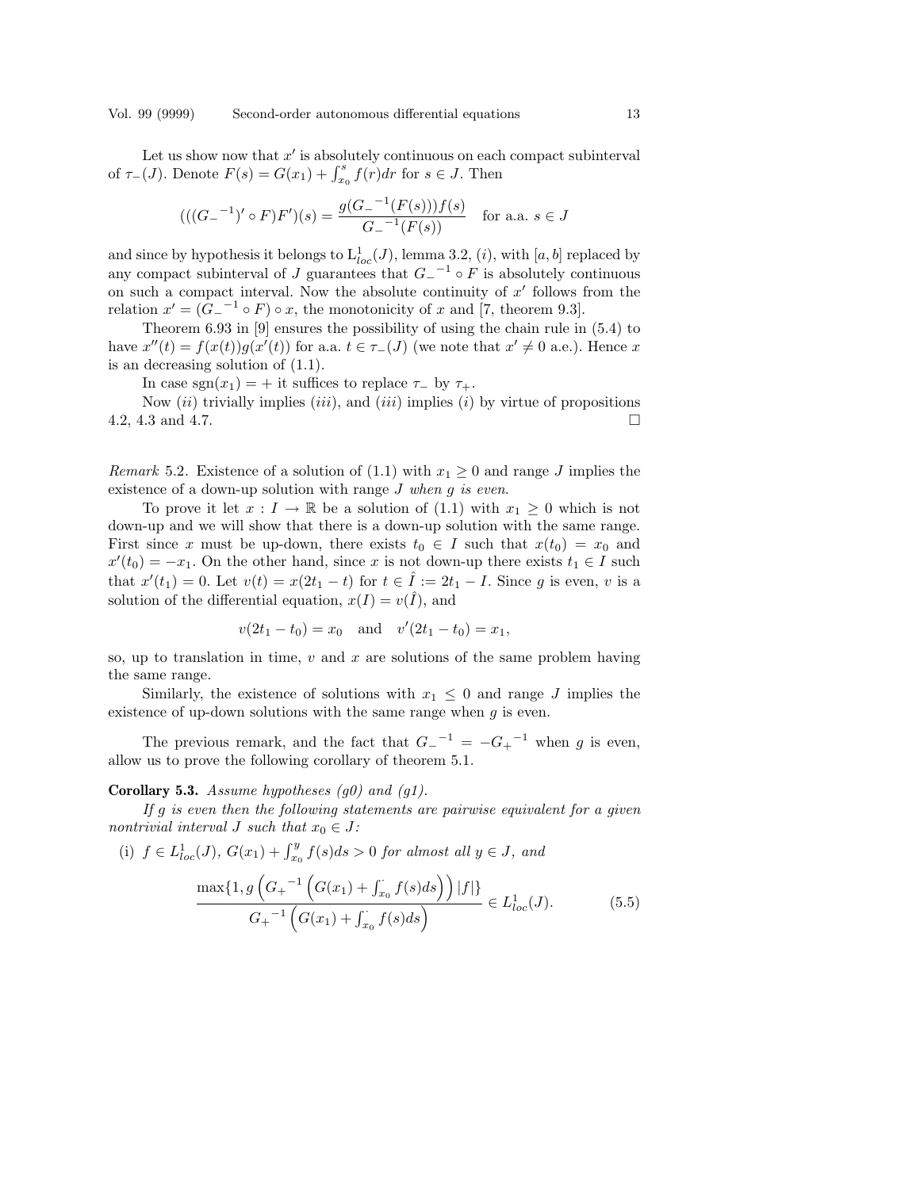Let us show now that $x'$ is absolutely continuous on each compact subinterval of $\tau_-(J)$. Denote $F(s) = G(x_1) + \int_{x_0}^{s} f(r)dr$ for $s \in J$. Then

$$(((G_-{}^{-1})' \circ F)F')(s) = \frac{g(G_-{}^{-1}(F(s)))f(s)}{G_-{}^{-1}(F(s))} \quad \text{for a.a. } s \in J$$

and since by hypothesis it belongs to $\mathrm{L}^1_{loc}(J)$, lemma 3.2, $(i)$, with $[a, b]$ replaced by any compact subinterval of $J$ guarantees that $G_-{}^{-1} \circ F$ is absolutely continuous on such a compact interval. Now the absolute continuity of $x'$ follows from the relation $x' = (G_-{}^{-1} \circ F) \circ x$, the monotonicity of $x$ and [7, theorem 9.3].

Theorem 6.93 in [9] ensures the possibility of using the chain rule in (5.4) to have $x''(t) = f(x(t))g(x'(t))$ for a.a. $t \in \tau_-(J)$ (we note that $x' \neq 0$ a.e.). Hence $x$ is an decreasing solution of (1.1).

In case $\operatorname{sgn}(x_1) = +$ it suffices to replace $\tau_-$ by $\tau_+$.

Now $(ii)$ trivially implies $(iii)$, and $(iii)$ implies $(i)$ by virtue of propositions 4.2, 4.3 and 4.7. $\square$

*Remark* 5.2. Existence of a solution of (1.1) with $x_1 \geq 0$ and range $J$ implies the existence of a down-up solution with range $J$ *when $g$ is even.*

To prove it let $x : I \to \mathbb{R}$ be a solution of (1.1) with $x_1 \geq 0$ which is not down-up and we will show that there is a down-up solution with the same range. First since $x$ must be up-down, there exists $t_0 \in I$ such that $x(t_0) = x_0$ and $x'(t_0) = -x_1$. On the other hand, since $x$ is not down-up there exists $t_1 \in I$ such that $x'(t_1) = 0$. Let $v(t) = x(2t_1 - t)$ for $t \in \hat{I} := 2t_1 - I$. Since $g$ is even, $v$ is a solution of the differential equation, $x(I) = v(\hat{I})$, and

$$v(2t_1 - t_0) = x_0 \quad \text{and} \quad v'(2t_1 - t_0) = x_1,$$

so, up to translation in time, $v$ and $x$ are solutions of the same problem having the same range.

Similarly, the existence of solutions with $x_1 \leq 0$ and range $J$ implies the existence of up-down solutions with the same range when $g$ is even.

The previous remark, and the fact that $G_-{}^{-1} = -G_+{}^{-1}$ when $g$ is even, allow us to prove the following corollary of theorem 5.1.

**Corollary 5.3.** *Assume hypotheses (g0) and (g1).*

*If $g$ is even then the following statements are pairwise equivalent for a given nontrivial interval $J$ such that $x_0 \in J$:*

(i) $f \in L^1_{loc}(J)$, $G(x_1) + \int_{x_0}^{y} f(s)ds > 0$ *for almost all* $y \in J$*, and*

$$\frac{\max\{1, g\left(G_+{}^{-1}\left(G(x_1) + \int_{x_0}^{\cdot} f(s)ds\right)\right)|f|\}}{G_+{}^{-1}\left(G(x_1) + \int_{x_0}^{\cdot} f(s)ds\right)} \in L^1_{loc}(J). \tag{5.5}$$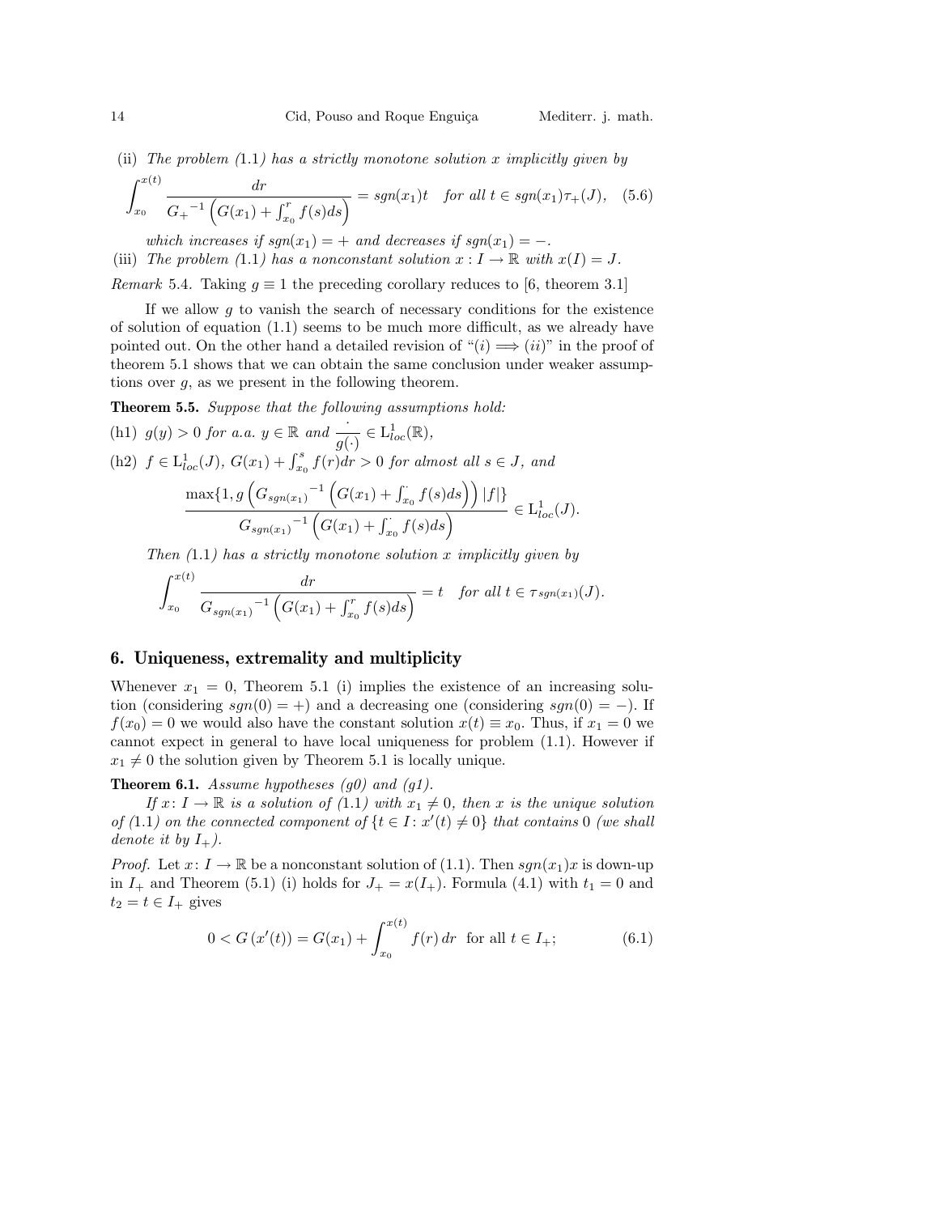(ii) *The problem (*1.1*) has a strictly monotone solution $x$ implicitly given by*

$$\int_{x_0}^{x(t)} \frac{dr}{{G_+}^{-1}\left(G(x_1)+\int_{x_0}^{r} f(s)ds\right)} = sgn(x_1)t \quad \textit{for all } t \in sgn(x_1)\tau_+(J), \quad (5.6)$$

*which increases if $sgn(x_1) = +$ and decreases if $sgn(x_1) = -$.*

(iii) *The problem (*1.1*) has a nonconstant solution $x : I \to \mathbb{R}$ with $x(I) = J$.*

*Remark* 5.4. Taking $g \equiv 1$ the preceding corollary reduces to [6, theorem 3.1]

If we allow $g$ to vanish the search of necessary conditions for the existence of solution of equation (1.1) seems to be much more difficult, as we already have pointed out. On the other hand a detailed revision of "$(i) \Longrightarrow (ii)$" in the proof of theorem 5.1 shows that we can obtain the same conclusion under weaker assumptions over $g$, as we present in the following theorem.

**Theorem 5.5.** *Suppose that the following assumptions hold:*

(h1) $g(y) > 0$ *for a.a.* $y \in \mathbb{R}$ *and* $\dfrac{\cdot}{g(\cdot)} \in \mathrm{L}^1_{loc}(\mathbb{R})$,

(h2) $f \in \mathrm{L}^1_{loc}(J)$, $G(x_1) + \int_{x_0}^{s} f(r)dr > 0$ *for almost all* $s \in J$, *and*

$$\frac{\max\{1, g\left({G_{sgn(x_1)}}^{-1}\left(G(x_1)+\int_{x_0}^{\cdot} f(s)ds\right)\right)|f|\}}{{G_{sgn(x_1)}}^{-1}\left(G(x_1)+\int_{x_0}^{\cdot} f(s)ds\right)} \in \mathrm{L}^1_{loc}(J).$$

*Then (*1.1*) has a strictly monotone solution $x$ implicitly given by*

$$\int_{x_0}^{x(t)} \frac{dr}{{G_{sgn(x_1)}}^{-1}\left(G(x_1)+\int_{x_0}^{r} f(s)ds\right)} = t \quad \textit{for all } t \in \tau_{sgn(x_1)}(J).$$

## 6. Uniqueness, extremality and multiplicity

Whenever $x_1 = 0$, Theorem 5.1 (i) implies the existence of an increasing solution (considering $sgn(0) = +$) and a decreasing one (considering $sgn(0) = -$). If $f(x_0) = 0$ we would also have the constant solution $x(t) \equiv x_0$. Thus, if $x_1 = 0$ we cannot expect in general to have local uniqueness for problem (1.1). However if $x_1 \neq 0$ the solution given by Theorem 5.1 is locally unique.

**Theorem 6.1.** *Assume hypotheses (g0) and (g1).*

*If $x\colon I \to \mathbb{R}$ is a solution of (*1.1*) with $x_1 \neq 0$, then $x$ is the unique solution of (*1.1*) on the connected component of $\{t \in I : x'(t) \neq 0\}$ that contains $0$ (we shall denote it by $I_+$).*

*Proof.* Let $x\colon I \to \mathbb{R}$ be a nonconstant solution of (1.1). Then $sgn(x_1)x$ is down-up in $I_+$ and Theorem (5.1) (i) holds for $J_+ = x(I_+)$. Formula (4.1) with $t_1 = 0$ and $t_2 = t \in I_+$ gives

$$0 < G\left(x'(t)\right) = G(x_1) + \int_{x_0}^{x(t)} f(r)\, dr \quad \text{for all } t \in I_+; \quad (6.1)$$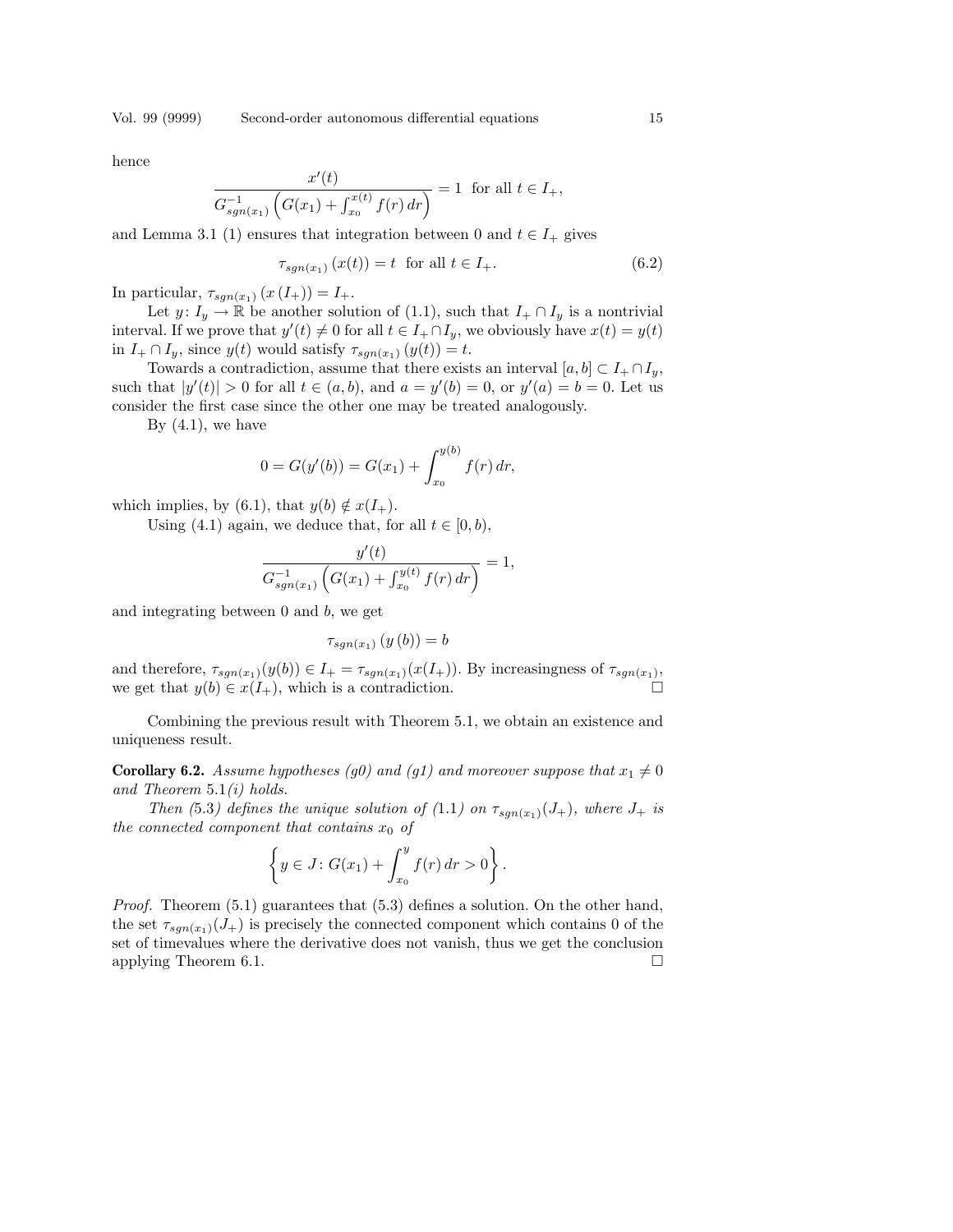hence

$$\frac{x'(t)}{G_{sgn(x_1)}^{-1}\left(G(x_1)+\int_{x_0}^{x(t)} f(r)\,dr\right)}=1 \text{ for all } t\in I_+,$$

and Lemma 3.1 (1) ensures that integration between 0 and $t \in I_+$ gives

$$\tau_{sgn(x_1)}\left(x(t)\right)=t \text{ for all } t\in I_+. \tag{6.2}$$

In particular, $\tau_{sgn(x_1)}\left(x\left(I_+\right)\right)=I_+$.

Let $y\colon I_y \to \mathbb{R}$ be another solution of (1.1), such that $I_+ \cap I_y$ is a nontrivial interval. If we prove that $y'(t) \neq 0$ for all $t \in I_+ \cap I_y$, we obviously have $x(t) = y(t)$ in $I_+ \cap I_y$, since $y(t)$ would satisfy $\tau_{sgn(x_1)}\left(y(t)\right)=t$.

Towards a contradiction, assume that there exists an interval $[a, b] \subset I_+ \cap I_y$, such that $|y'(t)| > 0$ for all $t \in (a, b)$, and $a = y'(b) = 0$, or $y'(a) = b = 0$. Let us consider the first case since the other one may be treated analogously.

By (4.1), we have

$$0=G(y'(b))=G(x_1)+\int_{x_0}^{y(b)} f(r)\,dr,$$

which implies, by (6.1), that $y(b) \notin x(I_+)$.

Using (4.1) again, we deduce that, for all $t \in [0, b)$,

$$\frac{y'(t)}{G_{sgn(x_1)}^{-1}\left(G(x_1)+\int_{x_0}^{y(t)} f(r)\,dr\right)}=1,$$

and integrating between 0 and $b$, we get

$$\tau_{sgn(x_1)}\left(y\left(b\right)\right)=b$$

and therefore, $\tau_{sgn(x_1)}(y(b)) \in I_+ = \tau_{sgn(x_1)}(x(I_+))$. By increasingness of $\tau_{sgn(x_1)}$, we get that $y(b) \in x(I_+)$, which is a contradiction. □

Combining the previous result with Theorem 5.1, we obtain an existence and uniqueness result.

**Corollary 6.2.** *Assume hypotheses (g0) and (g1) and moreover suppose that $x_1 \neq 0$ and Theorem* 5.1*(i) holds.*

*Then* (5.3) *defines the unique solution of (*1.1*) on $\tau_{sgn(x_1)}(J_+)$, where $J_+$ is the connected component that contains $x_0$ of*

$$\left\{y\in J\colon G(x_1)+\int_{x_0}^{y} f(r)\,dr>0\right\}.$$

*Proof.* Theorem (5.1) guarantees that (5.3) defines a solution. On the other hand, the set $\tau_{sgn(x_1)}(J_+)$ is precisely the connected component which contains 0 of the set of timevalues where the derivative does not vanish, thus we get the conclusion applying Theorem 6.1. □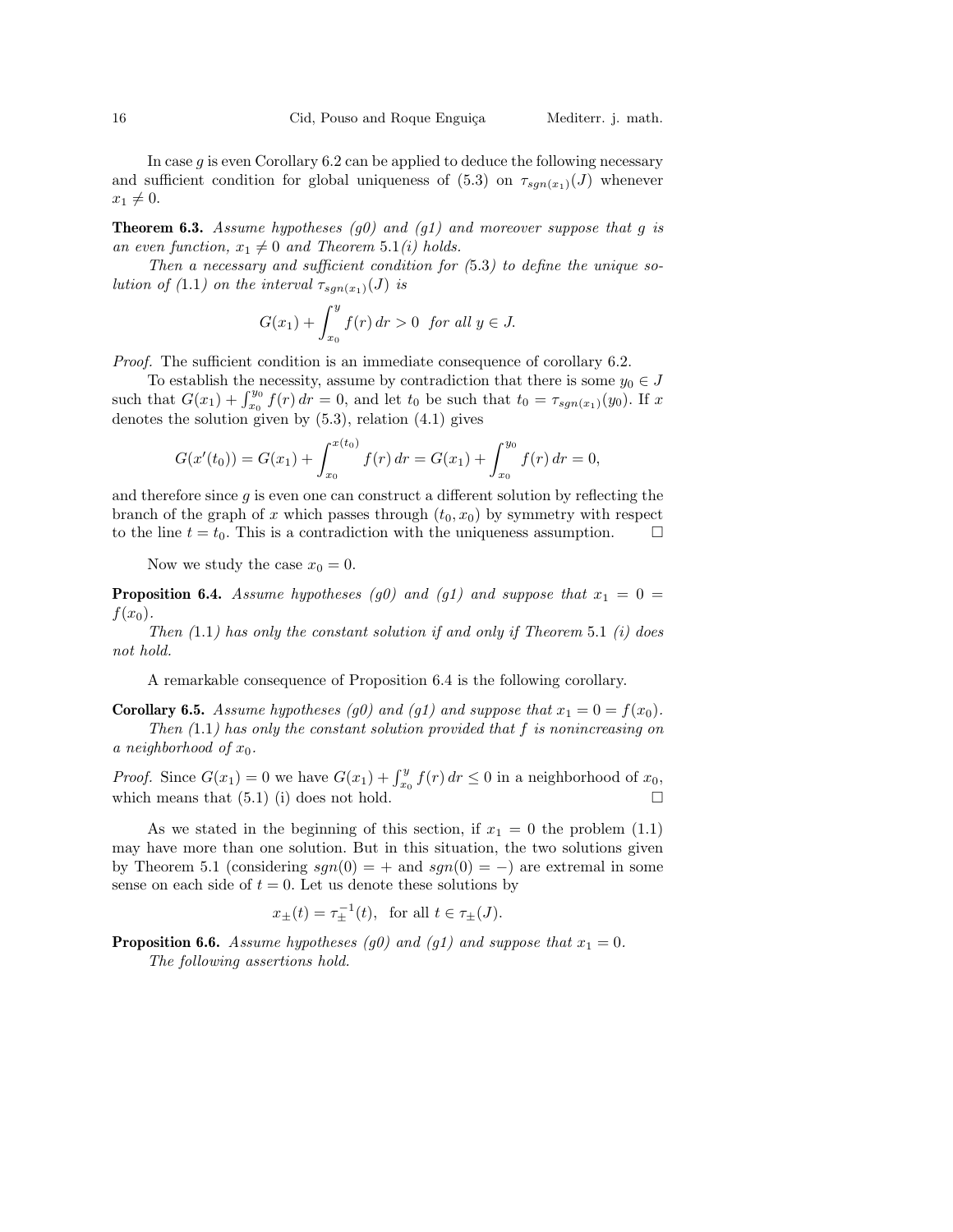In case $g$ is even Corollary 6.2 can be applied to deduce the following necessary and sufficient condition for global uniqueness of (5.3) on $\tau_{sgn(x_1)}(J)$ whenever $x_1 \neq 0$.

**Theorem 6.3.** *Assume hypotheses (g0) and (g1) and moreover suppose that $g$ is an even function, $x_1 \neq 0$ and Theorem* 5.1*(i) holds.*

*Then a necessary and sufficient condition for (*5.3*) to define the unique solution of (*1.1*) on the interval $\tau_{sgn(x_1)}(J)$ is*

$$G(x_1) + \int_{x_0}^{y} f(r)\,dr > 0 \quad \textit{for all } y \in J.$$

*Proof.* The sufficient condition is an immediate consequence of corollary 6.2.

To establish the necessity, assume by contradiction that there is some $y_0 \in J$ such that $G(x_1) + \int_{x_0}^{y_0} f(r)\,dr = 0$, and let $t_0$ be such that $t_0 = \tau_{sgn(x_1)}(y_0)$. If $x$ denotes the solution given by (5.3), relation (4.1) gives

$$G(x'(t_0)) = G(x_1) + \int_{x_0}^{x(t_0)} f(r)\,dr = G(x_1) + \int_{x_0}^{y_0} f(r)\,dr = 0,$$

and therefore since $g$ is even one can construct a different solution by reflecting the branch of the graph of $x$ which passes through $(t_0, x_0)$ by symmetry with respect to the line $t = t_0$. This is a contradiction with the uniqueness assumption. $\square$

Now we study the case $x_0 = 0$.

**Proposition 6.4.** *Assume hypotheses (g0) and (g1) and suppose that $x_1 = 0 = f(x_0)$.*

*Then (*1.1*) has only the constant solution if and only if Theorem* 5.1 *(i) does not hold.*

A remarkable consequence of Proposition 6.4 is the following corollary.

**Corollary 6.5.** *Assume hypotheses (g0) and (g1) and suppose that $x_1 = 0 = f(x_0)$.*

*Then (*1.1*) has only the constant solution provided that $f$ is nonincreasing on a neighborhood of $x_0$.*

*Proof.* Since $G(x_1) = 0$ we have $G(x_1) + \int_{x_0}^{y} f(r)\,dr \leq 0$ in a neighborhood of $x_0$, which means that (5.1) (i) does not hold. $\square$

As we stated in the beginning of this section, if $x_1 = 0$ the problem (1.1) may have more than one solution. But in this situation, the two solutions given by Theorem 5.1 (considering $sgn(0) = +$ and $sgn(0) = -$) are extremal in some sense on each side of $t = 0$. Let us denote these solutions by

$$x_{\pm}(t) = \tau_{\pm}^{-1}(t), \quad \text{for all } t \in \tau_{\pm}(J).$$

**Proposition 6.6.** *Assume hypotheses (g0) and (g1) and suppose that $x_1 = 0$.*

*The following assertions hold.*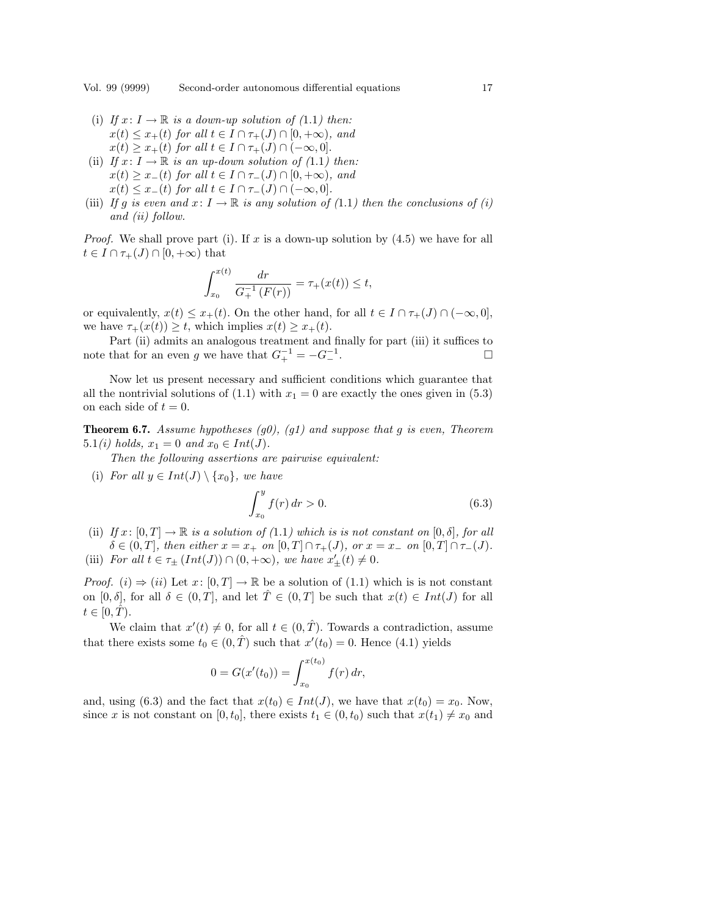(i) *If $x\colon I \to \mathbb{R}$ is a down-up solution of (1.1) then:*
*$x(t) \le x_+(t)$ for all $t \in I \cap \tau_+(J) \cap [0,+\infty)$, and*
*$x(t) \ge x_+(t)$ for all $t \in I \cap \tau_+(J) \cap (-\infty, 0]$.*

(ii) *If $x\colon I \to \mathbb{R}$ is an up-down solution of (1.1) then:*
*$x(t) \ge x_-(t)$ for all $t \in I \cap \tau_-(J) \cap [0,+\infty)$, and*
*$x(t) \le x_-(t)$ for all $t \in I \cap \tau_-(J) \cap (-\infty, 0]$.*

(iii) *If $g$ is even and $x\colon I \to \mathbb{R}$ is any solution of (1.1) then the conclusions of (i) and (ii) follow.*

*Proof.* We shall prove part (i). If $x$ is a down-up solution by (4.5) we have for all $t \in I \cap \tau_+(J) \cap [0,+\infty)$ that

$$\int_{x_0}^{x(t)} \frac{dr}{G_+^{-1}\left(F(r)\right)} = \tau_+(x(t)) \le t,$$

or equivalently, $x(t) \le x_+(t)$. On the other hand, for all $t \in I \cap \tau_+(J) \cap (-\infty, 0]$, we have $\tau_+(x(t)) \ge t$, which implies $x(t) \ge x_+(t)$.

Part (ii) admits an analogous treatment and finally for part (iii) it suffices to note that for an even $g$ we have that $G_+^{-1} = -G_-^{-1}$. □

Now let us present necessary and sufficient conditions which guarantee that all the nontrivial solutions of (1.1) with $x_1 = 0$ are exactly the ones given in (5.3) on each side of $t = 0$.

**Theorem 6.7.** *Assume hypotheses (g0), (g1) and suppose that $g$ is even, Theorem 5.1(i) holds, $x_1 = 0$ and $x_0 \in Int(J)$.*

*Then the following assertions are pairwise equivalent:*

(i) *For all $y \in Int(J) \setminus \{x_0\}$, we have*

$$\int_{x_0}^{y} f(r)\, dr > 0. \tag{6.3}$$

(ii) *If $x\colon [0,T] \to \mathbb{R}$ is a solution of (1.1) which is is not constant on $[0,\delta]$, for all $\delta \in (0,T]$, then either $x = x_+$ on $[0,T] \cap \tau_+(J)$, or $x = x_-$ on $[0,T] \cap \tau_-(J)$.*

(iii) *For all $t \in \tau_\pm(Int(J)) \cap (0,+\infty)$, we have $x_\pm'(t) \ne 0$.*

*Proof.* $(i) \Rightarrow (ii)$ Let $x\colon [0,T] \to \mathbb{R}$ be a solution of (1.1) which is is not constant on $[0,\delta]$, for all $\delta \in (0,T]$, and let $\hat{T} \in (0,T]$ be such that $x(t) \in Int(J)$ for all $t \in [0,\hat{T})$.

We claim that $x'(t) \ne 0$, for all $t \in (0,\hat{T})$. Towards a contradiction, assume that there exists some $t_0 \in (0,\hat{T})$ such that $x'(t_0) = 0$. Hence (4.1) yields

$$0 = G(x'(t_0)) = \int_{x_0}^{x(t_0)} f(r)\, dr,$$

and, using (6.3) and the fact that $x(t_0) \in Int(J)$, we have that $x(t_0) = x_0$. Now, since $x$ is not constant on $[0,t_0]$, there exists $t_1 \in (0,t_0)$ such that $x(t_1) \ne x_0$ and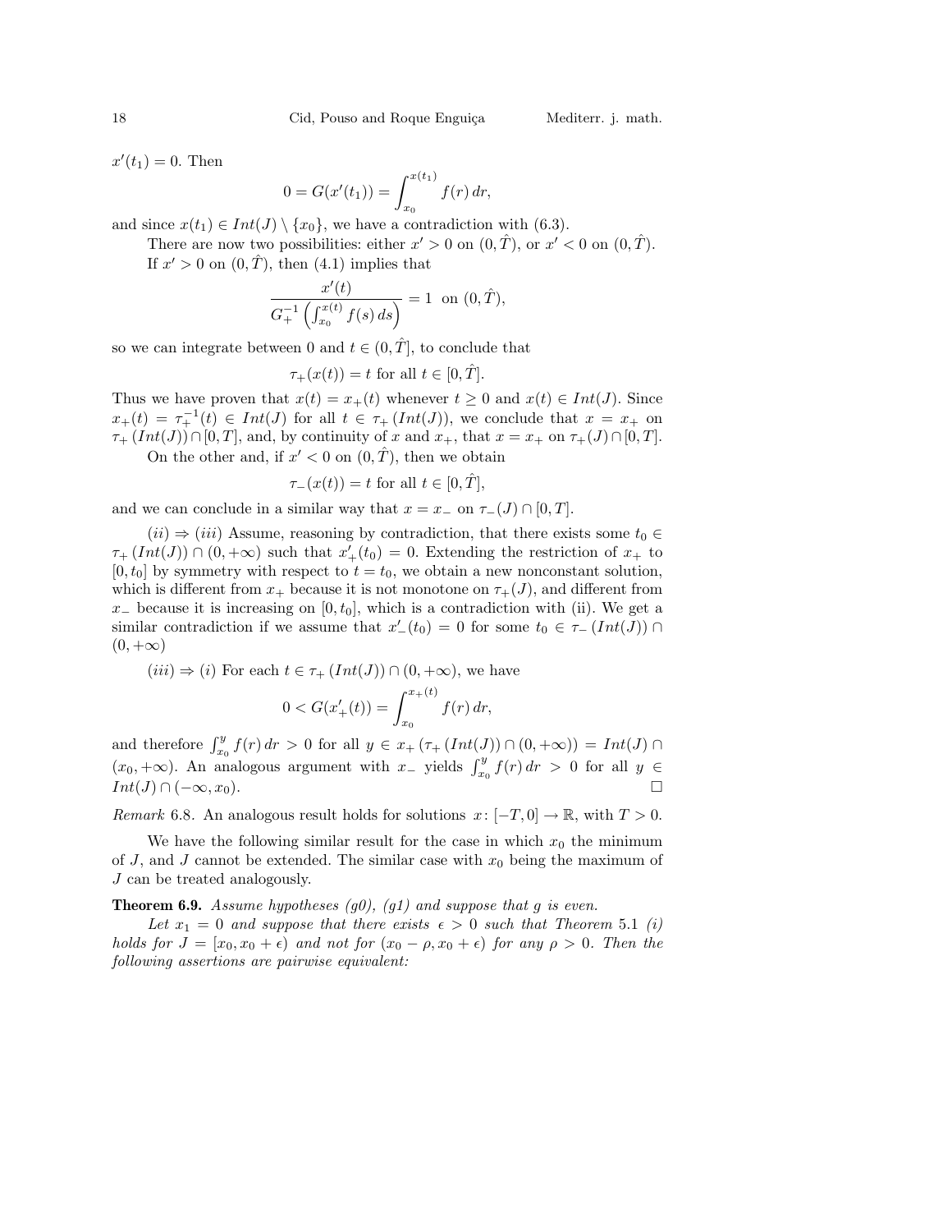$x'(t_1) = 0$. Then

$$0 = G(x'(t_1)) = \int_{x_0}^{x(t_1)} f(r)\, dr,$$

and since $x(t_1) \in Int(J) \setminus \{x_0\}$, we have a contradiction with (6.3).

There are now two possibilities: either $x' > 0$ on $(0, \hat{T})$, or $x' < 0$ on $(0, \hat{T})$.

If $x' > 0$ on $(0, \hat{T})$, then (4.1) implies that

$$\frac{x'(t)}{G_+^{-1}\left(\int_{x_0}^{x(t)} f(s)\, ds\right)} = 1 \text{ on } (0, \hat{T}),$$

so we can integrate between 0 and $t \in (0, \hat{T}]$, to conclude that

$$\tau_+(x(t)) = t \text{ for all } t \in [0, \hat{T}].$$

Thus we have proven that $x(t) = x_+(t)$ whenever $t \geq 0$ and $x(t) \in Int(J)$. Since $x_+(t) = \tau_+^{-1}(t) \in Int(J)$ for all $t \in \tau_+(Int(J))$, we conclude that $x = x_+$ on $\tau_+(Int(J)) \cap [0, T]$, and, by continuity of $x$ and $x_+$, that $x = x_+$ on $\tau_+(J) \cap [0, T]$.

On the other and, if $x' < 0$ on $(0, \hat{T})$, then we obtain

$$\tau_-(x(t)) = t \text{ for all } t \in [0, \hat{T}],$$

and we can conclude in a similar way that $x = x_-$ on $\tau_-(J) \cap [0, T]$.

*(ii)* $\Rightarrow$ *(iii)* Assume, reasoning by contradiction, that there exists some $t_0 \in \tau_+(Int(J)) \cap (0, +\infty)$ such that $x'_+(t_0) = 0$. Extending the restriction of $x_+$ to $[0, t_0]$ by symmetry with respect to $t = t_0$, we obtain a new nonconstant solution, which is different from $x_+$ because it is not monotone on $\tau_+(J)$, and different from $x_-$ because it is increasing on $[0, t_0]$, which is a contradiction with (ii). We get a similar contradiction if we assume that $x'_-(t_0) = 0$ for some $t_0 \in \tau_-(Int(J)) \cap (0, +\infty)$

*(iii)* $\Rightarrow$ *(i)* For each $t \in \tau_+(Int(J)) \cap (0, +\infty)$, we have

$$0 < G(x'_+(t)) = \int_{x_0}^{x_+(t)} f(r)\, dr,$$

and therefore $\int_{x_0}^{y} f(r)\, dr > 0$ for all $y \in x_+(\tau_+(Int(J)) \cap (0, +\infty)) = Int(J) \cap (x_0, +\infty)$. An analogous argument with $x_-$ yields $\int_{x_0}^{y} f(r)\, dr > 0$ for all $y \in Int(J) \cap (-\infty, x_0)$. $\square$

*Remark* 6.8. An analogous result holds for solutions $x \colon [-T, 0] \to \mathbb{R}$, with $T > 0$.

We have the following similar result for the case in which $x_0$ the minimum of $J$, and $J$ cannot be extended. The similar case with $x_0$ being the maximum of $J$ can be treated analogously.

**Theorem 6.9.** *Assume hypotheses (g0), (g1) and suppose that g is even.*

*Let $x_1 = 0$ and suppose that there exists $\epsilon > 0$ such that Theorem* 5.1 *(i) holds for $J = [x_0, x_0 + \epsilon)$ and not for $(x_0 - \rho, x_0 + \epsilon)$ for any $\rho > 0$. Then the following assertions are pairwise equivalent:*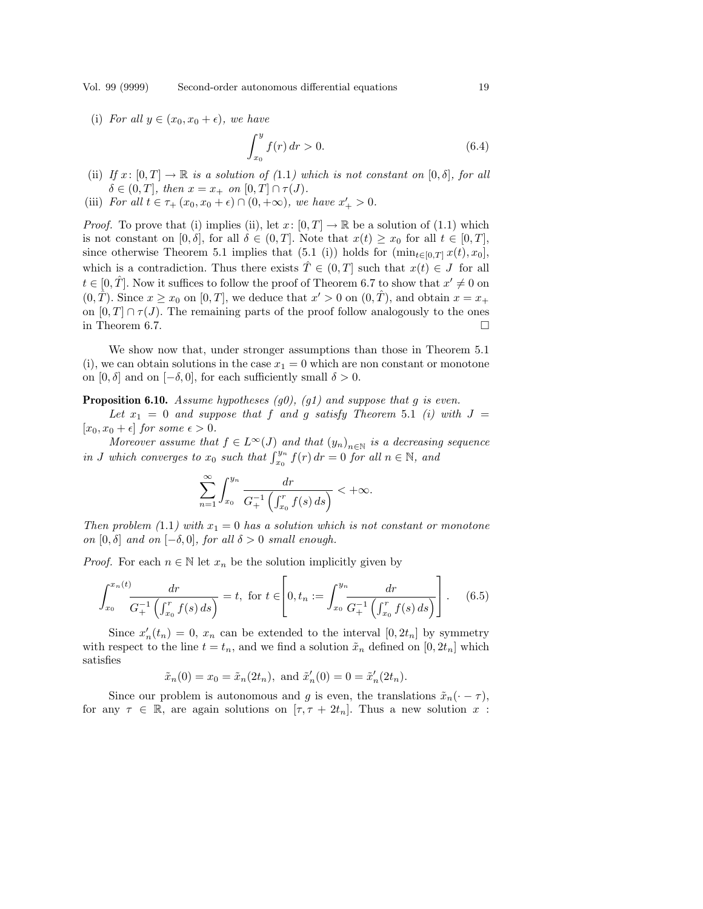(i) *For all* $y \in (x_0, x_0 + \epsilon)$, *we have*

$$\int_{x_0}^{y} f(r)\, dr > 0. \tag{6.4}$$

(ii) *If* $x\colon [0,T] \to \mathbb{R}$ *is a solution of (*1.1*) which is not constant on* $[0,\delta]$, *for all* $\delta \in (0,T]$, *then* $x = x_+$ *on* $[0,T] \cap \tau(J)$.

(iii) *For all* $t \in \tau_+(x_0, x_0+\epsilon) \cap (0,+\infty)$, *we have* $x'_+ > 0$.

*Proof.* To prove that (i) implies (ii), let $x\colon [0,T] \to \mathbb{R}$ be a solution of (1.1) which is not constant on $[0,\delta]$, for all $\delta \in (0,T]$. Note that $x(t) \geq x_0$ for all $t \in [0,T]$, since otherwise Theorem 5.1 implies that (5.1 (i)) holds for $(\min_{t\in[0,T]} x(t), x_0]$, which is a contradiction. Thus there exists $\hat{T} \in (0,T]$ such that $x(t) \in J$ for all $t \in [0,\hat{T}]$. Now it suffices to follow the proof of Theorem 6.7 to show that $x' \neq 0$ on $(0,\hat{T})$. Since $x \geq x_0$ on $[0,T]$, we deduce that $x' > 0$ on $(0,\hat{T})$, and obtain $x = x_+$ on $[0,T] \cap \tau(J)$. The remaining parts of the proof follow analogously to the ones in Theorem 6.7. □

We show now that, under stronger assumptions than those in Theorem 5.1 (i), we can obtain solutions in the case $x_1 = 0$ which are non constant or monotone on $[0,\delta]$ and on $[-\delta,0]$, for each sufficiently small $\delta > 0$.

**Proposition 6.10.** *Assume hypotheses (g0), (g1) and suppose that g is even.*

*Let* $x_1 = 0$ *and suppose that* $f$ *and* $g$ *satisfy Theorem* 5.1 *(i) with* $J = [x_0, x_0+\epsilon]$ *for some* $\epsilon > 0$.

*Moreover assume that* $f \in L^\infty(J)$ *and that* $(y_n)_{n\in\mathbb{N}}$ *is a decreasing sequence in* $J$ *which converges to* $x_0$ *such that* $\int_{x_0}^{y_n} f(r)\, dr = 0$ *for all* $n \in \mathbb{N}$, *and*

$$\sum_{n=1}^{\infty} \int_{x_0}^{y_n} \frac{dr}{G_+^{-1}\left(\int_{x_0}^{r} f(s)\, ds\right)} < +\infty.$$

*Then problem (*1.1*) with* $x_1 = 0$ *has a solution which is not constant or monotone on* $[0,\delta]$ *and on* $[-\delta,0]$, *for all* $\delta > 0$ *small enough.*

*Proof.* For each $n \in \mathbb{N}$ let $x_n$ be the solution implicitly given by

$$\int_{x_0}^{x_n(t)} \frac{dr}{G_+^{-1}\left(\int_{x_0}^{r} f(s)\, ds\right)} = t, \text{ for } t \in \left[0, t_n := \int_{x_0}^{y_n} \frac{dr}{G_+^{-1}\left(\int_{x_0}^{r} f(s)\, ds\right)}\right]. \tag{6.5}$$

Since $x_n'(t_n) = 0$, $x_n$ can be extended to the interval $[0, 2t_n]$ by symmetry with respect to the line $t = t_n$, and we find a solution $\tilde{x}_n$ defined on $[0, 2t_n]$ which satisfies

$$\tilde{x}_n(0) = x_0 = \tilde{x}_n(2t_n), \text{ and } \tilde{x}_n'(0) = 0 = \tilde{x}_n'(2t_n).$$

Since our problem is autonomous and $g$ is even, the translations $\tilde{x}_n(\cdot - \tau)$, for any $\tau \in \mathbb{R}$, are again solutions on $[\tau, \tau + 2t_n]$. Thus a new solution $x$ :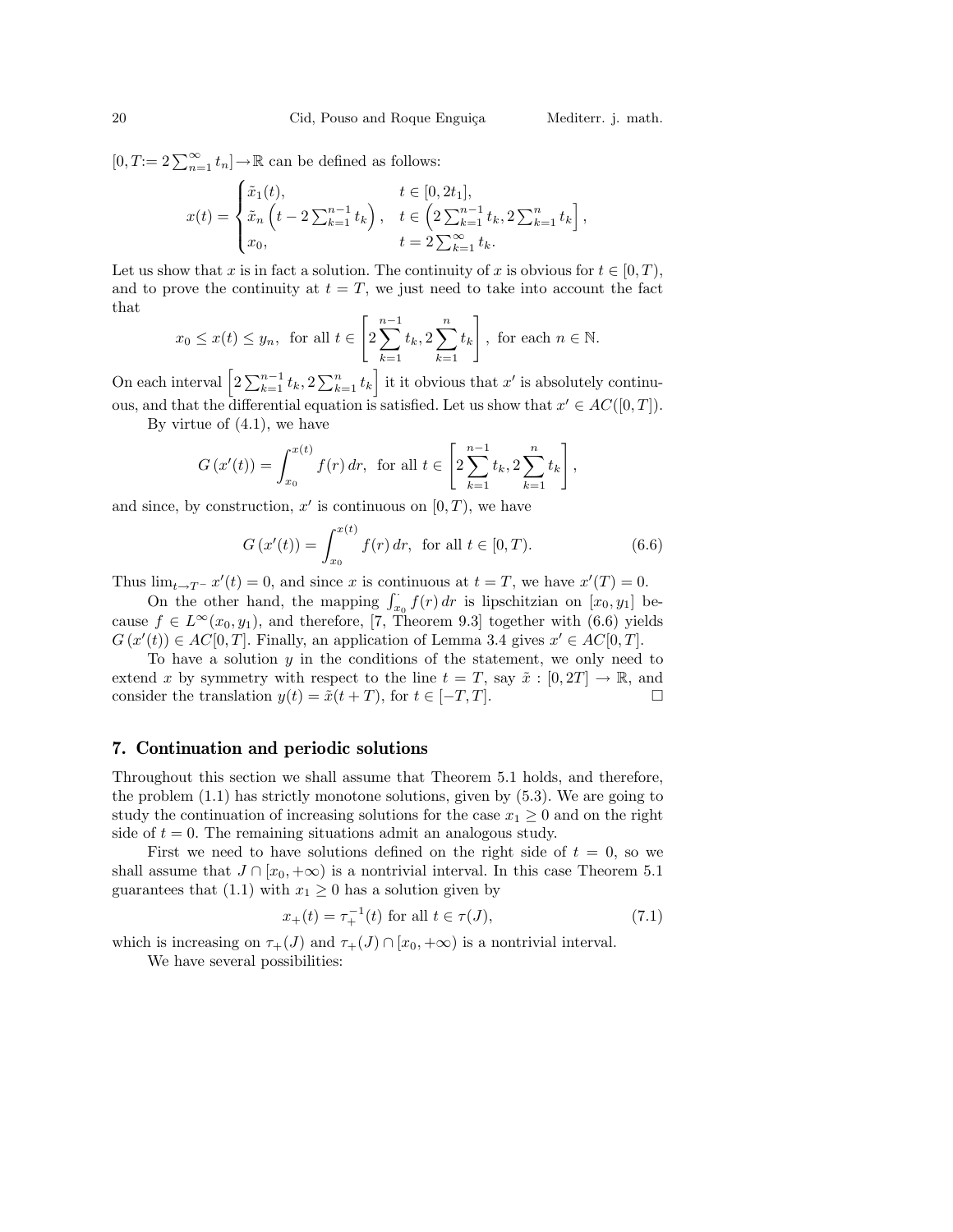$[0, T := 2\sum_{n=1}^{\infty} t_n] \to \mathbb{R}$ can be defined as follows:

$$x(t) = \begin{cases} \tilde{x}_1(t), & t \in [0, 2t_1], \\ \tilde{x}_n\left(t - 2\sum_{k=1}^{n-1} t_k\right), & t \in \left(2\sum_{k=1}^{n-1} t_k, 2\sum_{k=1}^{n} t_k\right], \\ x_0, & t = 2\sum_{k=1}^{\infty} t_k. \end{cases}$$

Let us show that $x$ is in fact a solution. The continuity of $x$ is obvious for $t \in [0, T)$, and to prove the continuity at $t = T$, we just need to take into account the fact that

$$x_0 \le x(t) \le y_n, \text{ for all } t \in \left[2\sum_{k=1}^{n-1} t_k, 2\sum_{k=1}^{n} t_k\right], \text{ for each } n \in \mathbb{N}.$$

On each interval $\left[2\sum_{k=1}^{n-1} t_k, 2\sum_{k=1}^{n} t_k\right]$ it it obvious that $x'$ is absolutely continuous, and that the differential equation is satisfied. Let us show that $x' \in AC([0, T])$.

By virtue of (4.1), we have

$$G\left(x'(t)\right) = \int_{x_0}^{x(t)} f(r)\, dr, \text{ for all } t \in \left[2\sum_{k=1}^{n-1} t_k, 2\sum_{k=1}^{n} t_k\right],$$

and since, by construction, $x'$ is continuous on $[0, T)$, we have

$$G\left(x'(t)\right) = \int_{x_0}^{x(t)} f(r)\, dr, \text{ for all } t \in [0, T). \tag{6.6}$$

Thus $\lim_{t \to T^-} x'(t) = 0$, and since $x$ is continuous at $t = T$, we have $x'(T) = 0$.

On the other hand, the mapping $\int_{x_0}^{\cdot} f(r)\, dr$ is lipschitzian on $[x_0, y_1]$ because $f \in L^\infty(x_0, y_1)$, and therefore, [7, Theorem 9.3] together with (6.6) yields $G\left(x'(t)\right) \in AC[0, T]$. Finally, an application of Lemma 3.4 gives $x' \in AC[0, T]$.

To have a solution $y$ in the conditions of the statement, we only need to extend $x$ by symmetry with respect to the line $t = T$, say $\tilde{x} : [0, 2T] \to \mathbb{R}$, and consider the translation $y(t) = \tilde{x}(t + T)$, for $t \in [-T, T]$. □

## 7. Continuation and periodic solutions

Throughout this section we shall assume that Theorem 5.1 holds, and therefore, the problem (1.1) has strictly monotone solutions, given by (5.3). We are going to study the continuation of increasing solutions for the case $x_1 \ge 0$ and on the right side of $t = 0$. The remaining situations admit an analogous study.

First we need to have solutions defined on the right side of $t = 0$, so we shall assume that $J \cap [x_0, +\infty)$ is a nontrivial interval. In this case Theorem 5.1 guarantees that (1.1) with $x_1 \ge 0$ has a solution given by

$$x_+(t) = \tau_+^{-1}(t) \text{ for all } t \in \tau(J), \tag{7.1}$$

which is increasing on $\tau_+(J)$ and $\tau_+(J) \cap [x_0, +\infty)$ is a nontrivial interval.

We have several possibilities: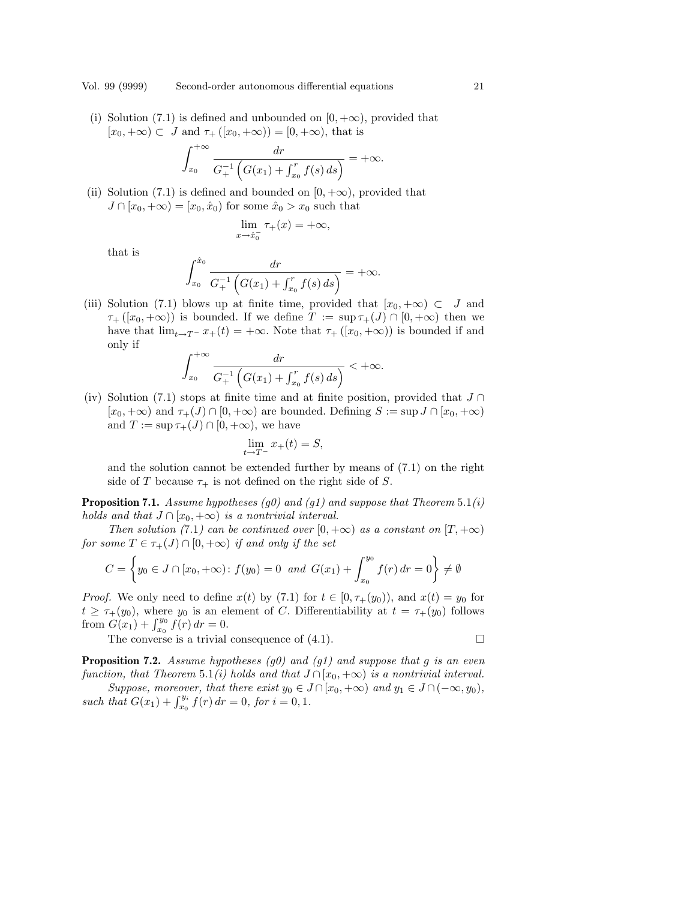(i) Solution (7.1) is defined and unbounded on $[0, +\infty)$, provided that $[x_0, +\infty) \subset J$ and $\tau_+([x_0, +\infty)) = [0, +\infty)$, that is

$$\int_{x_0}^{+\infty} \frac{dr}{G_+^{-1}\left(G(x_1) + \int_{x_0}^{r} f(s)\,ds\right)} = +\infty.$$

(ii) Solution (7.1) is defined and bounded on $[0, +\infty)$, provided that $J \cap [x_0, +\infty) = [x_0, \hat{x}_0)$ for some $\hat{x}_0 > x_0$ such that

$$\lim_{x \to \hat{x}_0^-} \tau_+(x) = +\infty,$$

that is

$$\int_{x_0}^{\hat{x}_0} \frac{dr}{G_+^{-1}\left(G(x_1) + \int_{x_0}^{r} f(s)\,ds\right)} = +\infty.$$

(iii) Solution (7.1) blows up at finite time, provided that $[x_0, +\infty) \subset J$ and $\tau_+([x_0, +\infty))$ is bounded. If we define $T := \sup \tau_+(J) \cap [0, +\infty)$ then we have that $\lim_{t \to T^-} x_+(t) = +\infty$. Note that $\tau_+([x_0, +\infty))$ is bounded if and only if

$$\int_{x_0}^{+\infty} \frac{dr}{G_+^{-1}\left(G(x_1) + \int_{x_0}^{r} f(s)\,ds\right)} < +\infty.$$

(iv) Solution (7.1) stops at finite time and at finite position, provided that $J \cap [x_0, +\infty)$ and $\tau_+(J) \cap [0, +\infty)$ are bounded. Defining $S := \sup J \cap [x_0, +\infty)$ and $T := \sup \tau_+(J) \cap [0, +\infty)$, we have

$$\lim_{t \to T^-} x_+(t) = S,$$

and the solution cannot be extended further by means of (7.1) on the right side of $T$ because $\tau_+$ is not defined on the right side of $S$.

**Proposition 7.1.** *Assume hypotheses (g0) and (g1) and suppose that Theorem* 5.1*(i) holds and that $J \cap [x_0, +\infty)$ is a nontrivial interval.*

*Then solution (*7.1*) can be continued over $[0, +\infty)$ as a constant on $[T, +\infty)$ for some $T \in \tau_+(J) \cap [0, +\infty)$ if and only if the set*

$$C = \left\{ y_0 \in J \cap [x_0, +\infty) \colon f(y_0) = 0 \ \text{ and } \ G(x_1) + \int_{x_0}^{y_0} f(r)\,dr = 0 \right\} \neq \emptyset$$

*Proof.* We only need to define $x(t)$ by (7.1) for $t \in [0, \tau_+(y_0))$, and $x(t) = y_0$ for $t \geq \tau_+(y_0)$, where $y_0$ is an element of $C$. Differentiability at $t = \tau_+(y_0)$ follows from $G(x_1) + \int_{x_0}^{y_0} f(r)\,dr = 0$.

The converse is a trivial consequence of (4.1). $\square$

**Proposition 7.2.** *Assume hypotheses (g0) and (g1) and suppose that $g$ is an even function, that Theorem* 5.1*(i) holds and that $J \cap [x_0, +\infty)$ is a nontrivial interval.*

*Suppose, moreover, that there exist $y_0 \in J \cap [x_0, +\infty)$ and $y_1 \in J \cap (-\infty, y_0)$, such that $G(x_1) + \int_{x_0}^{y_i} f(r)\,dr = 0$, for $i = 0, 1$.*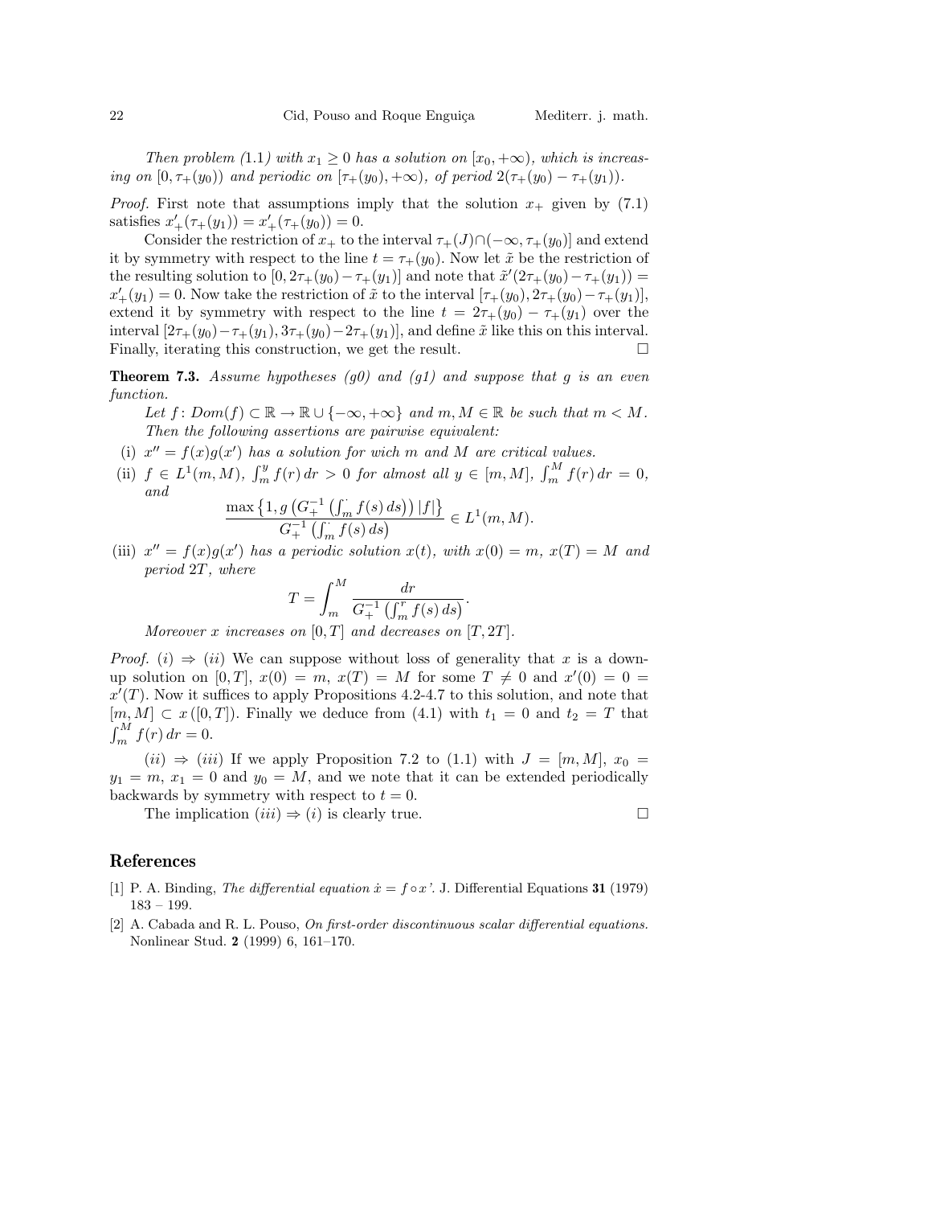*Then problem (1.1) with $x_1 \geq 0$ has a solution on $[x_0, +\infty)$, which is increasing on $[0, \tau_+(y_0))$ and periodic on $[\tau_+(y_0), +\infty)$, of period $2(\tau_+(y_0) - \tau_+(y_1))$.*

*Proof.* First note that assumptions imply that the solution $x_+$ given by (7.1) satisfies $x_+'(\tau_+(y_1)) = x_+'(\tau_+(y_0)) = 0$.

Consider the restriction of $x_+$ to the interval $\tau_+(J) \cap (-\infty, \tau_+(y_0)]$ and extend it by symmetry with respect to the line $t = \tau_+(y_0)$. Now let $\tilde{x}$ be the restriction of the resulting solution to $[0, 2\tau_+(y_0) - \tau_+(y_1)]$ and note that $\tilde{x}'(2\tau_+(y_0) - \tau_+(y_1)) = x_+'(y_1) = 0$. Now take the restriction of $\tilde{x}$ to the interval $[\tau_+(y_0), 2\tau_+(y_0) - \tau_+(y_1)]$, extend it by symmetry with respect to the line $t = 2\tau_+(y_0) - \tau_+(y_1)$ over the interval $[2\tau_+(y_0) - \tau_+(y_1), 3\tau_+(y_0) - 2\tau_+(y_1)]$, and define $\tilde{x}$ like this on this interval. Finally, iterating this construction, we get the result. □

**Theorem 7.3.** *Assume hypotheses (g0) and (g1) and suppose that $g$ is an even function.*

*Let $f \colon Dom(f) \subset \mathbb{R} \to \mathbb{R} \cup \{-\infty, +\infty\}$ and $m, M \in \mathbb{R}$ be such that $m < M$. Then the following assertions are pairwise equivalent:*

(i) *$x'' = f(x)g(x')$ has a solution for wich $m$ and $M$ are critical values.*

(ii) *$f \in L^1(m, M)$, $\int_m^y f(r)\,dr > 0$ for almost all $y \in [m, M]$, $\int_m^M f(r)\,dr = 0$, and*

$$\frac{\max\left\{1, g\left(G_+^{-1}\left(\int_m^{\cdot} f(s)\,ds\right)\right)|f|\right\}}{G_+^{-1}\left(\int_m^{\cdot} f(s)\,ds\right)} \in L^1(m, M).$$

(iii) *$x'' = f(x)g(x')$ has a periodic solution $x(t)$, with $x(0) = m$, $x(T) = M$ and period $2T$, where*

$$T = \int_m^M \frac{dr}{G_+^{-1}\left(\int_m^r f(s)\,ds\right)}.$$

*Moreover $x$ increases on $[0, T]$ and decreases on $[T, 2T]$.*

*Proof.* $(i) \Rightarrow (ii)$ We can suppose without loss of generality that $x$ is a down-up solution on $[0, T]$, $x(0) = m$, $x(T) = M$ for some $T \neq 0$ and $x'(0) = 0 = x'(T)$. Now it suffices to apply Propositions 4.2-4.7 to this solution, and note that $[m, M] \subset x([0, T])$. Finally we deduce from (4.1) with $t_1 = 0$ and $t_2 = T$ that $\int_m^M f(r)\,dr = 0$.

$(ii) \Rightarrow (iii)$ If we apply Proposition 7.2 to (1.1) with $J = [m, M]$, $x_0 = y_1 = m$, $x_1 = 0$ and $y_0 = M$, and we note that it can be extended periodically backwards by symmetry with respect to $t = 0$.

The implication $(iii) \Rightarrow (i)$ is clearly true. □

## References

[1] P. A. Binding, *The differential equation $\dot{x} = f \circ x'$.* J. Differential Equations **31** (1979) 183 – 199.

[2] A. Cabada and R. L. Pouso, *On first-order discontinuous scalar differential equations.* Nonlinear Stud. **2** (1999) 6, 161–170.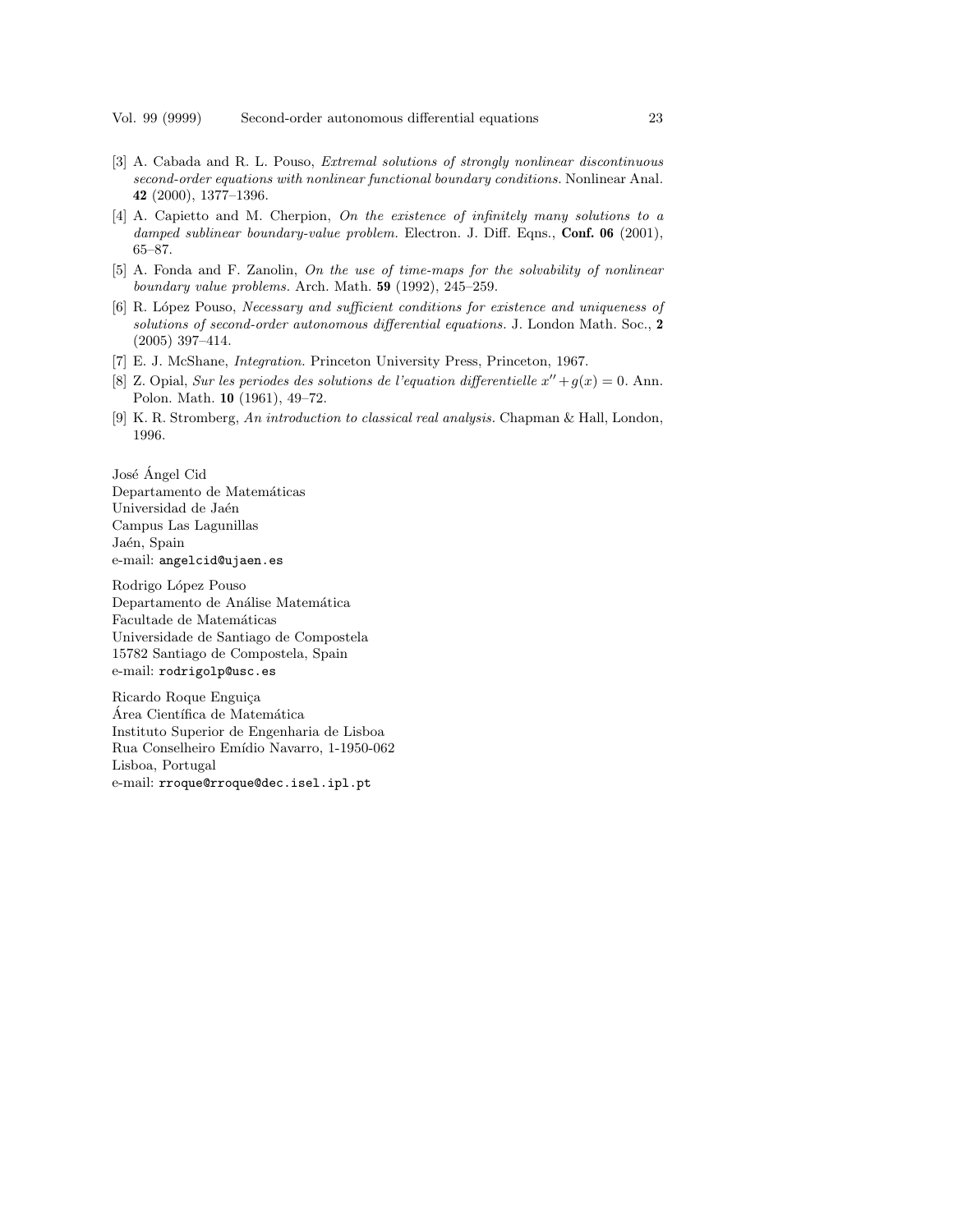[3] A. Cabada and R. L. Pouso, *Extremal solutions of strongly nonlinear discontinuous second-order equations with nonlinear functional boundary conditions.* Nonlinear Anal. **42** (2000), 1377–1396.

[4] A. Capietto and M. Cherpion, *On the existence of infinitely many solutions to a damped sublinear boundary-value problem.* Electron. J. Diff. Eqns., **Conf. 06** (2001), 65–87.

[5] A. Fonda and F. Zanolin, *On the use of time-maps for the solvability of nonlinear boundary value problems.* Arch. Math. **59** (1992), 245–259.

[6] R. López Pouso, *Necessary and sufficient conditions for existence and uniqueness of solutions of second-order autonomous differential equations.* J. London Math. Soc., **2** (2005) 397–414.

[7] E. J. McShane, *Integration.* Princeton University Press, Princeton, 1967.

[8] Z. Opial, *Sur les periodes des solutions de l'equation differentielle $x'' + g(x) = 0$.* Ann. Polon. Math. **10** (1961), 49–72.

[9] K. R. Stromberg, *An introduction to classical real analysis.* Chapman & Hall, London, 1996.

José Ángel Cid
Departamento de Matemáticas
Universidad de Jaén
Campus Las Lagunillas
Jaén, Spain
e-mail: angelcid@ujaen.es

Rodrigo López Pouso
Departamento de Análise Matemática
Facultade de Matemáticas
Universidade de Santiago de Compostela
15782 Santiago de Compostela, Spain
e-mail: rodrigolp@usc.es

Ricardo Roque Enguiça
Área Científica de Matemática
Instituto Superior de Engenharia de Lisboa
Rua Conselheiro Emídio Navarro, 1-1950-062
Lisboa, Portugal
e-mail: rroque@rroque@dec.isel.ipl.pt